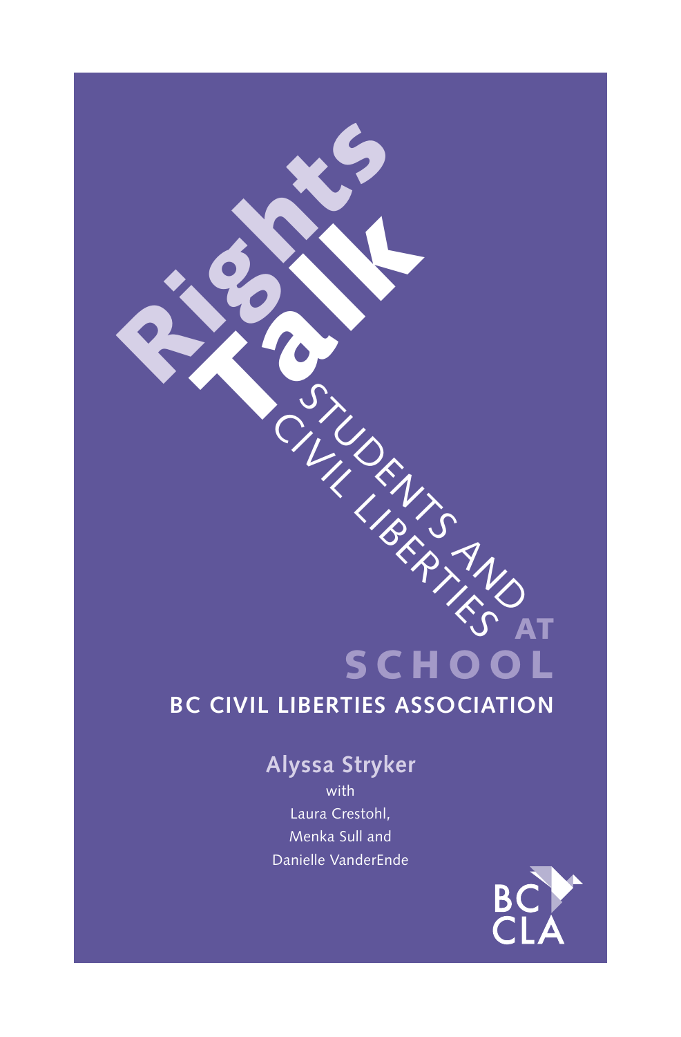# Rights Talk

## Students and Civil Liberties at School

**BC CIVIL LIBERTIES ASSOCIATION**

**Alyssa Stryker**

with

Laura Crestohl,
Menka Sull and
Danielle VanderEnde

BC CLA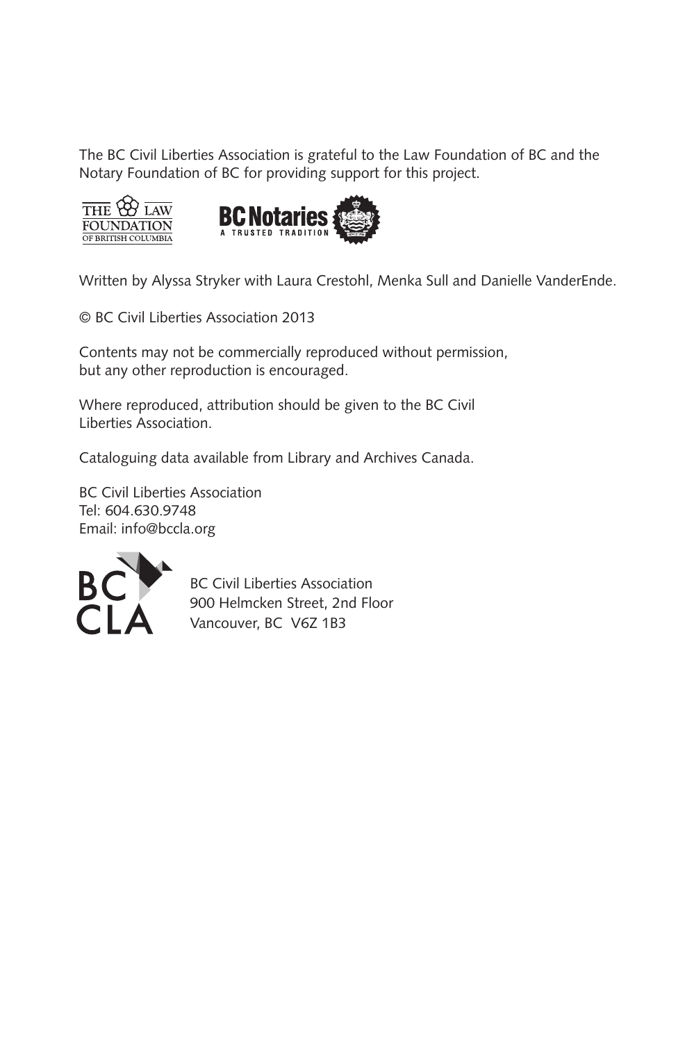The BC Civil Liberties Association is grateful to the Law Foundation of BC and the Notary Foundation of BC for providing support for this project.

Written by Alyssa Stryker with Laura Crestohl, Menka Sull and Danielle VanderEnde.

© BC Civil Liberties Association 2013

Contents may not be commercially reproduced without permission, but any other reproduction is encouraged.

Where reproduced, attribution should be given to the BC Civil Liberties Association.

Cataloguing data available from Library and Archives Canada.

BC Civil Liberties Association
Tel: 604.630.9748
Email: info@bccla.org

BC Civil Liberties Association
900 Helmcken Street, 2nd Floor
Vancouver, BC V6Z 1B3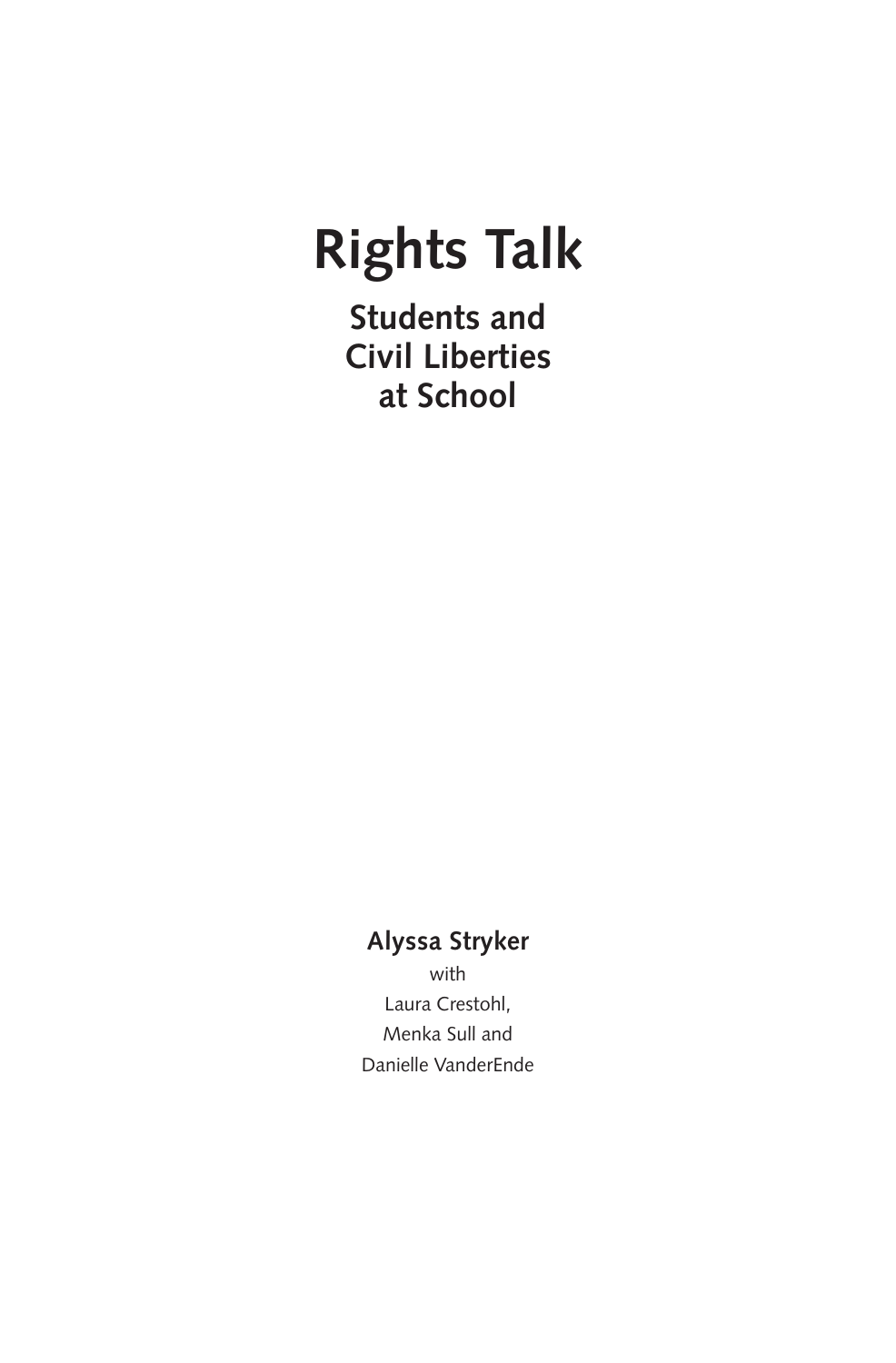# Rights Talk

## Students and Civil Liberties at School

**Alyssa Stryker**

with

Laura Crestohl,

Menka Sull and

Danielle VanderEnde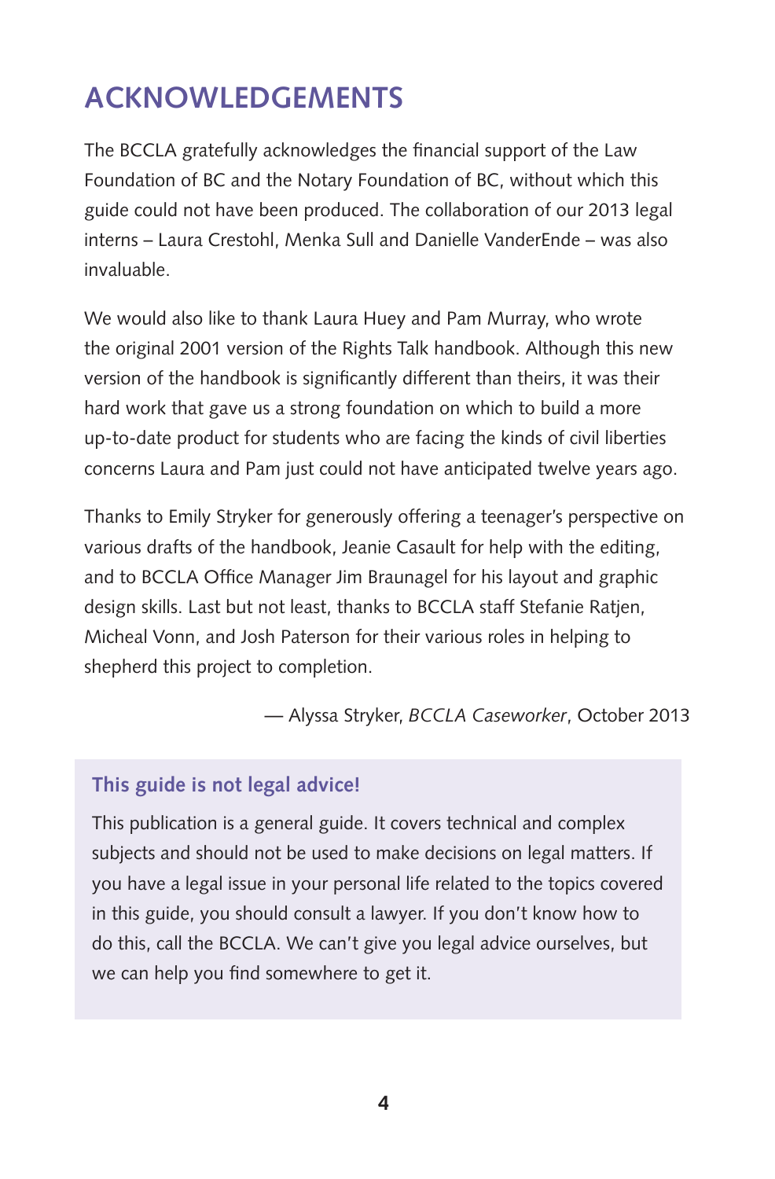# ACKNOWLEDGEMENTS

The BCCLA gratefully acknowledges the financial support of the Law Foundation of BC and the Notary Foundation of BC, without which this guide could not have been produced. The collaboration of our 2013 legal interns – Laura Crestohl, Menka Sull and Danielle VanderEnde – was also invaluable.

We would also like to thank Laura Huey and Pam Murray, who wrote the original 2001 version of the Rights Talk handbook. Although this new version of the handbook is significantly different than theirs, it was their hard work that gave us a strong foundation on which to build a more up-to-date product for students who are facing the kinds of civil liberties concerns Laura and Pam just could not have anticipated twelve years ago.

Thanks to Emily Stryker for generously offering a teenager's perspective on various drafts of the handbook, Jeanie Casault for help with the editing, and to BCCLA Office Manager Jim Braunagel for his layout and graphic design skills. Last but not least, thanks to BCCLA staff Stefanie Ratjen, Micheal Vonn, and Josh Paterson for their various roles in helping to shepherd this project to completion.

— Alyssa Stryker, *BCCLA Caseworker*, October 2013

### This guide is not legal advice!

This publication is a general guide. It covers technical and complex subjects and should not be used to make decisions on legal matters. If you have a legal issue in your personal life related to the topics covered in this guide, you should consult a lawyer. If you don't know how to do this, call the BCCLA. We can't give you legal advice ourselves, but we can help you find somewhere to get it.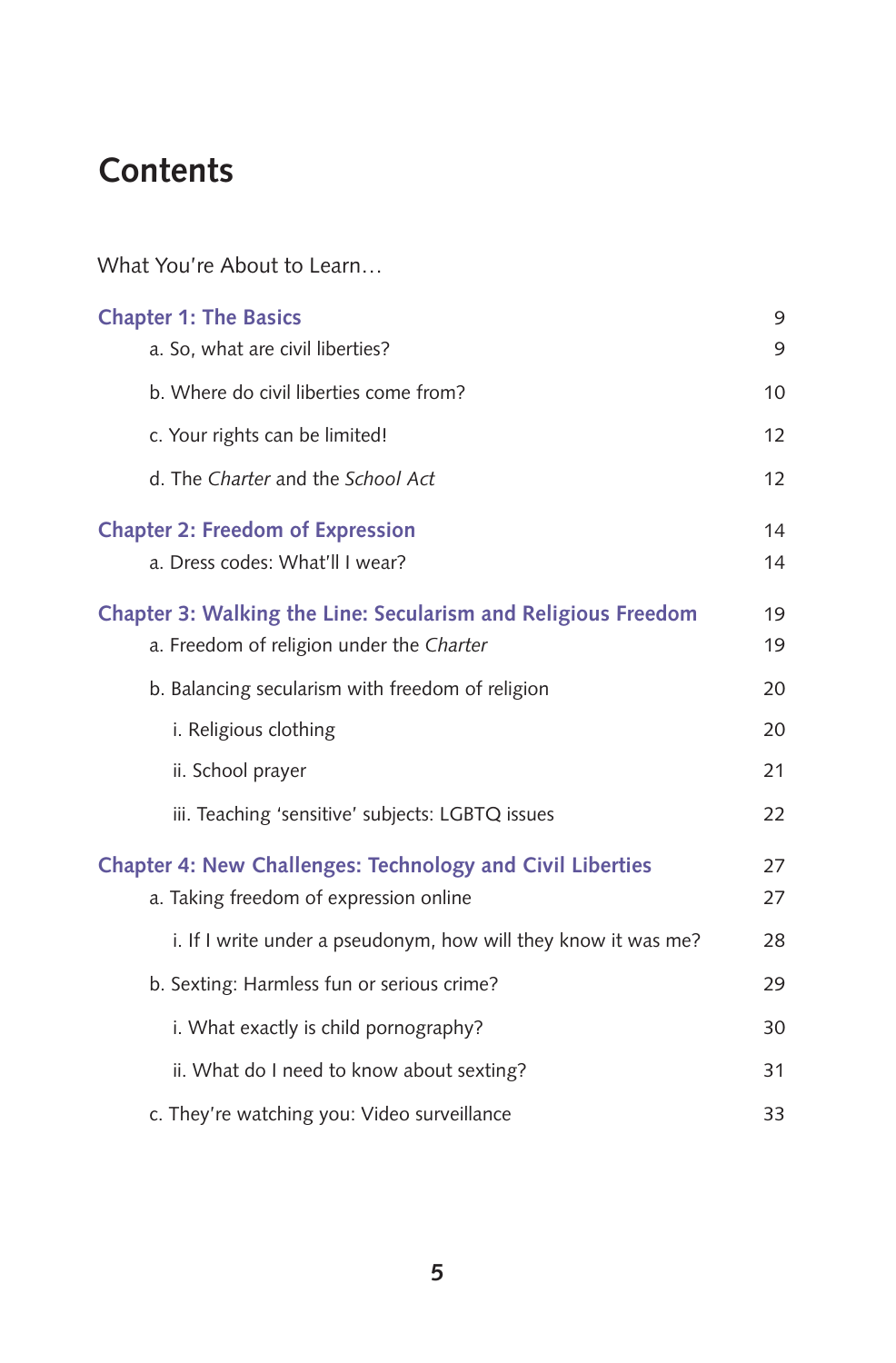# Contents

What You're About to Learn…

| | |
|---|---|
| **Chapter 1: The Basics** | 9 |
| a. So, what are civil liberties? | 9 |
| b. Where do civil liberties come from? | 10 |
| c. Your rights can be limited! | 12 |
| d. The *Charter* and the *School Act* | 12 |
| **Chapter 2: Freedom of Expression** | 14 |
| a. Dress codes: What'll I wear? | 14 |
| **Chapter 3: Walking the Line: Secularism and Religious Freedom** | 19 |
| a. Freedom of religion under the *Charter* | 19 |
| b. Balancing secularism with freedom of religion | 20 |
| i. Religious clothing | 20 |
| ii. School prayer | 21 |
| iii. Teaching 'sensitive' subjects: LGBTQ issues | 22 |
| **Chapter 4: New Challenges: Technology and Civil Liberties** | 27 |
| a. Taking freedom of expression online | 27 |
| i. If I write under a pseudonym, how will they know it was me? | 28 |
| b. Sexting: Harmless fun or serious crime? | 29 |
| i. What exactly is child pornography? | 30 |
| ii. What do I need to know about sexting? | 31 |
| c. They're watching you: Video surveillance | 33 |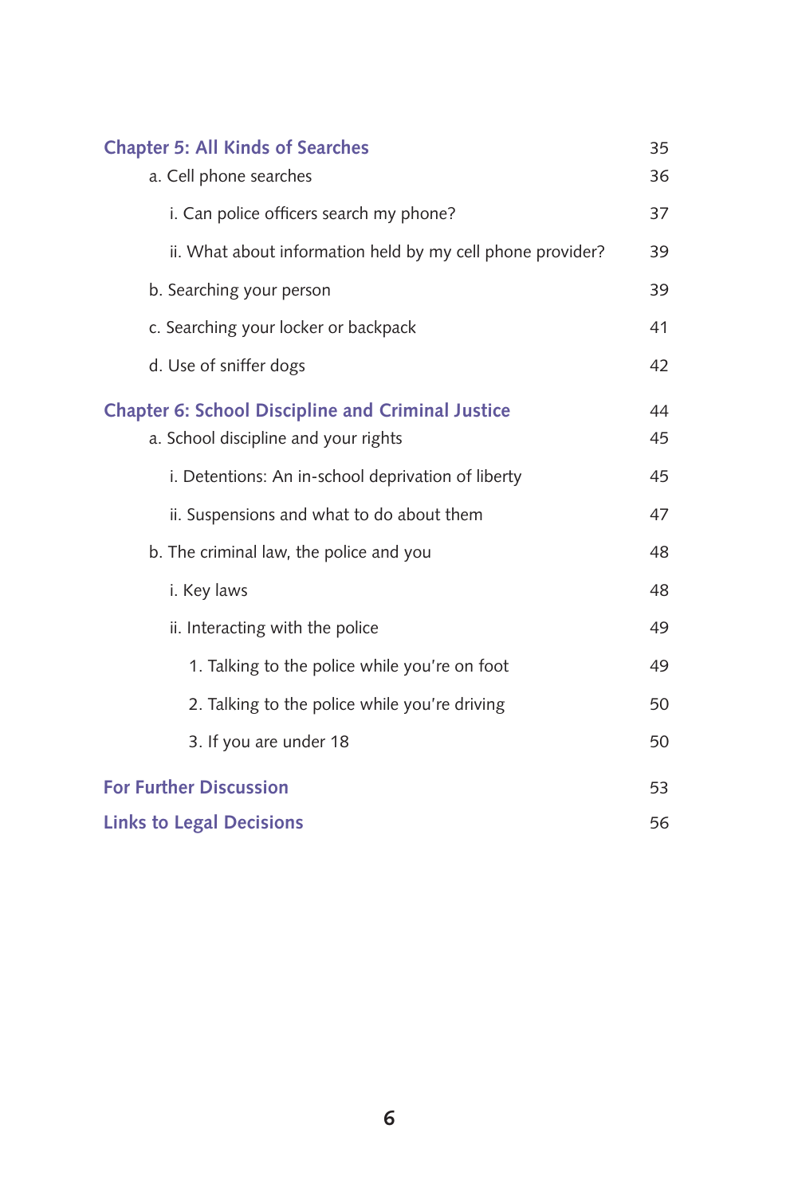| | |
|---|---|
| **Chapter 5: All Kinds of Searches** | 35 |
| a. Cell phone searches | 36 |
| i. Can police officers search my phone? | 37 |
| ii. What about information held by my cell phone provider? | 39 |
| b. Searching your person | 39 |
| c. Searching your locker or backpack | 41 |
| d. Use of sniffer dogs | 42 |
| **Chapter 6: School Discipline and Criminal Justice** | 44 |
| a. School discipline and your rights | 45 |
| i. Detentions: An in-school deprivation of liberty | 45 |
| ii. Suspensions and what to do about them | 47 |
| b. The criminal law, the police and you | 48 |
| i. Key laws | 48 |
| ii. Interacting with the police | 49 |
| 1. Talking to the police while you're on foot | 49 |
| 2. Talking to the police while you're driving | 50 |
| 3. If you are under 18 | 50 |
| **For Further Discussion** | 53 |
| **Links to Legal Decisions** | 56 |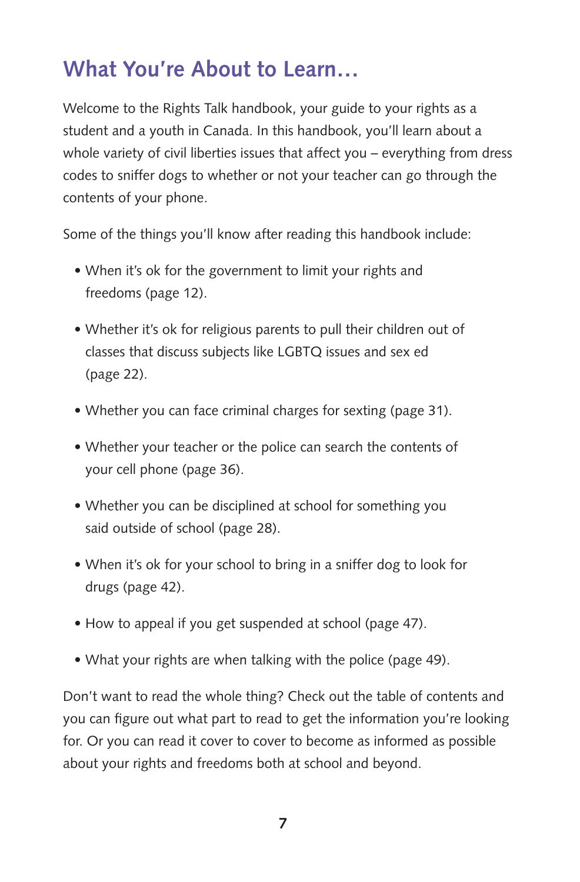## What You're About to Learn…

Welcome to the Rights Talk handbook, your guide to your rights as a student and a youth in Canada. In this handbook, you'll learn about a whole variety of civil liberties issues that affect you – everything from dress codes to sniffer dogs to whether or not your teacher can go through the contents of your phone.

Some of the things you'll know after reading this handbook include:

- When it's ok for the government to limit your rights and freedoms (page 12).
- Whether it's ok for religious parents to pull their children out of classes that discuss subjects like LGBTQ issues and sex ed (page 22).
- Whether you can face criminal charges for sexting (page 31).
- Whether your teacher or the police can search the contents of your cell phone (page 36).
- Whether you can be disciplined at school for something you said outside of school (page 28).
- When it's ok for your school to bring in a sniffer dog to look for drugs (page 42).
- How to appeal if you get suspended at school (page 47).
- What your rights are when talking with the police (page 49).

Don't want to read the whole thing? Check out the table of contents and you can figure out what part to read to get the information you're looking for. Or you can read it cover to cover to become as informed as possible about your rights and freedoms both at school and beyond.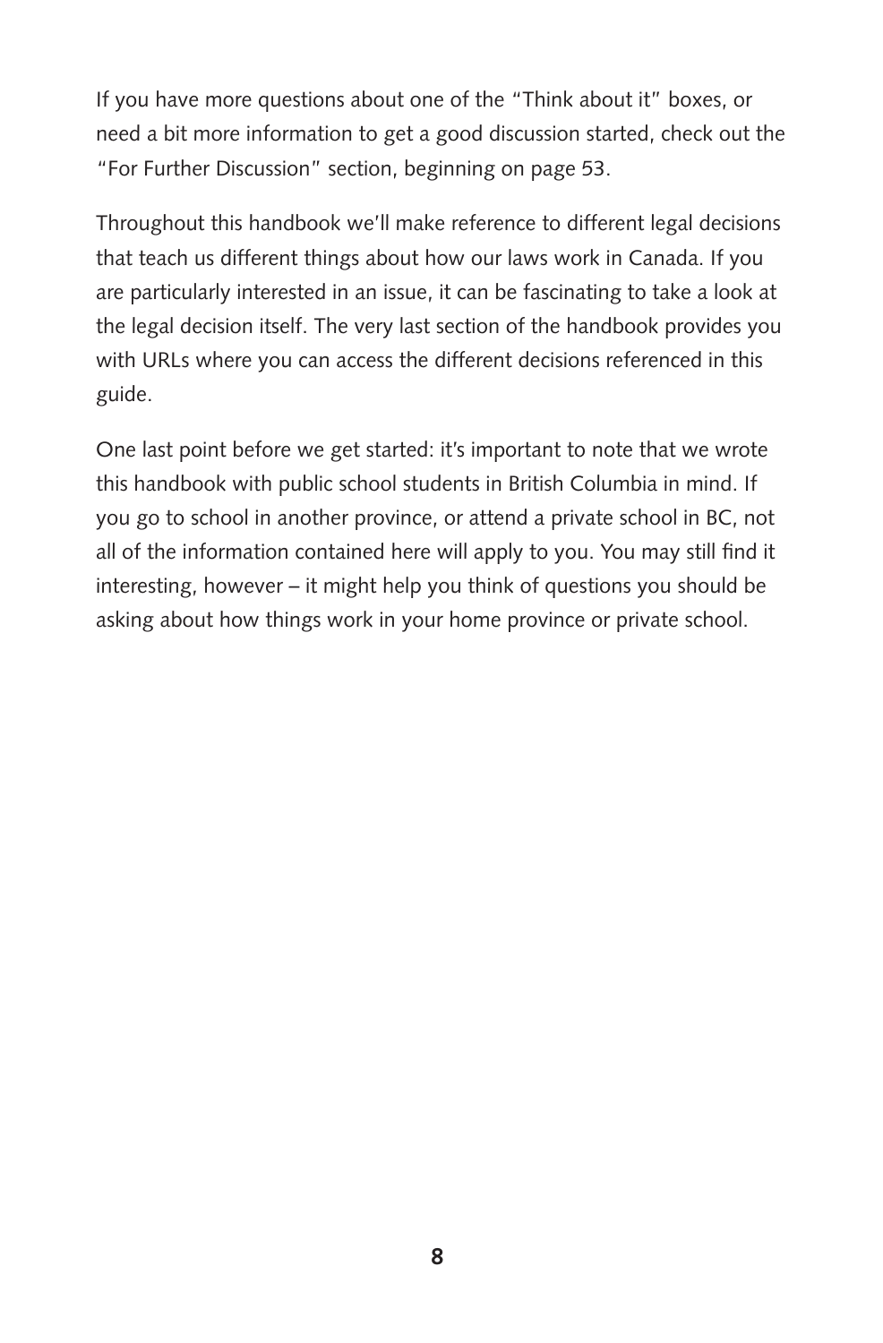If you have more questions about one of the "Think about it" boxes, or need a bit more information to get a good discussion started, check out the "For Further Discussion" section, beginning on page 53.

Throughout this handbook we'll make reference to different legal decisions that teach us different things about how our laws work in Canada. If you are particularly interested in an issue, it can be fascinating to take a look at the legal decision itself. The very last section of the handbook provides you with URLs where you can access the different decisions referenced in this guide.

One last point before we get started: it's important to note that we wrote this handbook with public school students in British Columbia in mind. If you go to school in another province, or attend a private school in BC, not all of the information contained here will apply to you. You may still find it interesting, however – it might help you think of questions you should be asking about how things work in your home province or private school.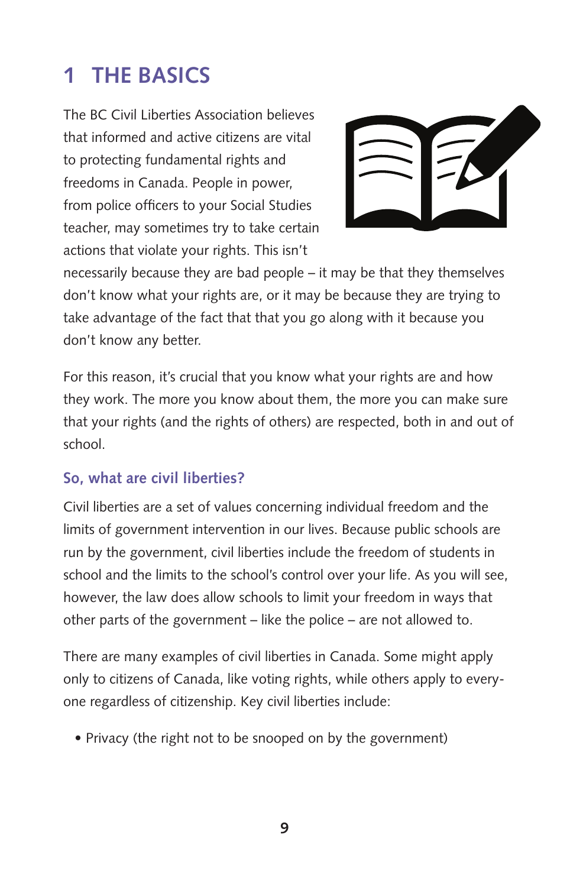# 1 THE BASICS

The BC Civil Liberties Association believes that informed and active citizens are vital to protecting fundamental rights and freedoms in Canada. People in power, from police officers to your Social Studies teacher, may sometimes try to take certain actions that violate your rights. This isn't necessarily because they are bad people – it may be that they themselves don't know what your rights are, or it may be because they are trying to take advantage of the fact that that you go along with it because you don't know any better.

For this reason, it's crucial that you know what your rights are and how they work. The more you know about them, the more you can make sure that your rights (and the rights of others) are respected, both in and out of school.

### So, what are civil liberties?

Civil liberties are a set of values concerning individual freedom and the limits of government intervention in our lives. Because public schools are run by the government, civil liberties include the freedom of students in school and the limits to the school's control over your life. As you will see, however, the law does allow schools to limit your freedom in ways that other parts of the government – like the police – are not allowed to.

There are many examples of civil liberties in Canada. Some might apply only to citizens of Canada, like voting rights, while others apply to everyone regardless of citizenship. Key civil liberties include:

- Privacy (the right not to be snooped on by the government)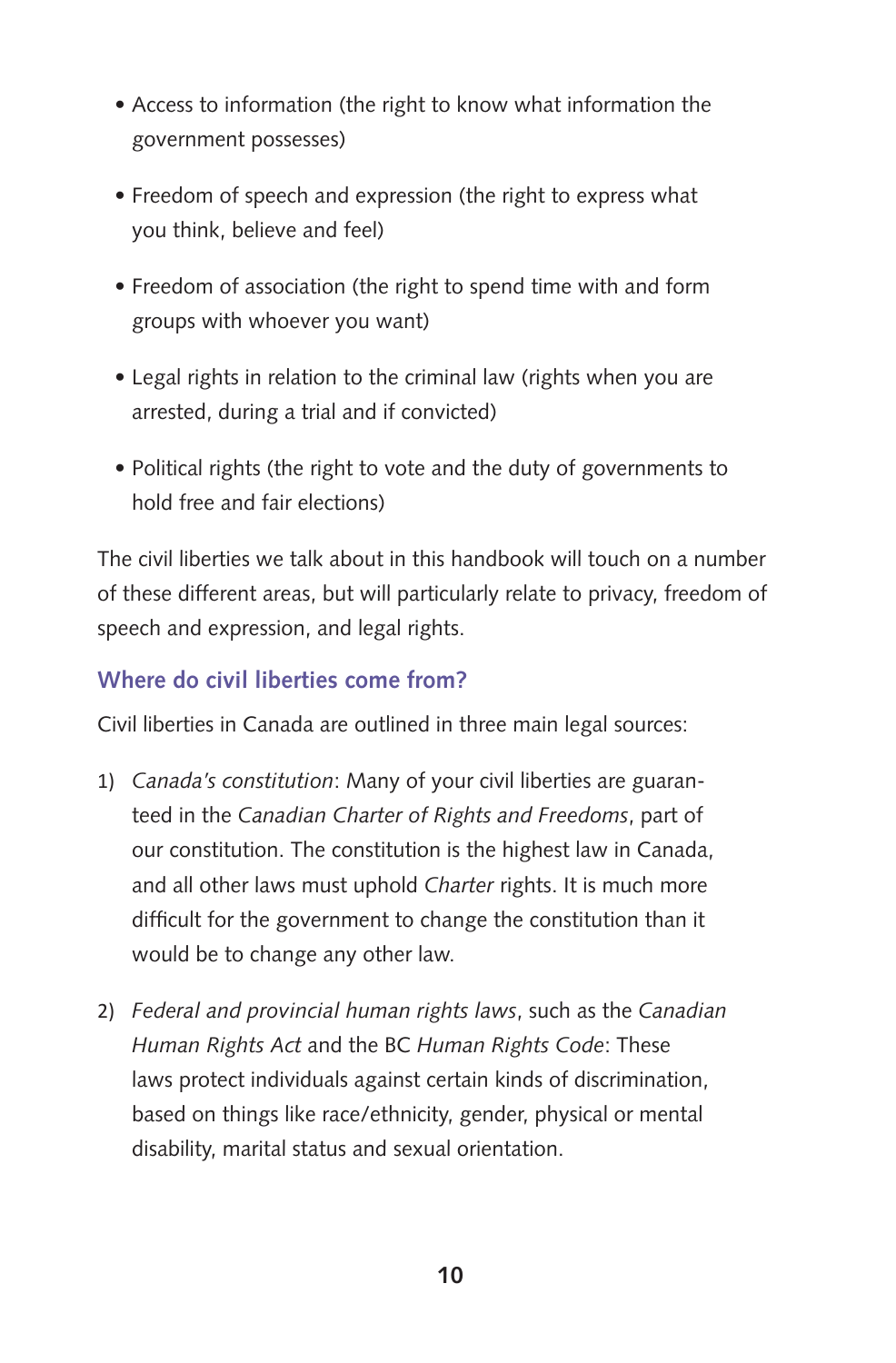- Access to information (the right to know what information the government possesses)
- Freedom of speech and expression (the right to express what you think, believe and feel)
- Freedom of association (the right to spend time with and form groups with whoever you want)
- Legal rights in relation to the criminal law (rights when you are arrested, during a trial and if convicted)
- Political rights (the right to vote and the duty of governments to hold free and fair elections)

The civil liberties we talk about in this handbook will touch on a number of these different areas, but will particularly relate to privacy, freedom of speech and expression, and legal rights.

### Where do civil liberties come from?

Civil liberties in Canada are outlined in three main legal sources:

1) *Canada's constitution*: Many of your civil liberties are guaranteed in the *Canadian Charter of Rights and Freedoms*, part of our constitution. The constitution is the highest law in Canada, and all other laws must uphold *Charter* rights. It is much more difficult for the government to change the constitution than it would be to change any other law.

2) *Federal and provincial human rights laws*, such as the *Canadian Human Rights Act* and the BC *Human Rights Code*: These laws protect individuals against certain kinds of discrimination, based on things like race/ethnicity, gender, physical or mental disability, marital status and sexual orientation.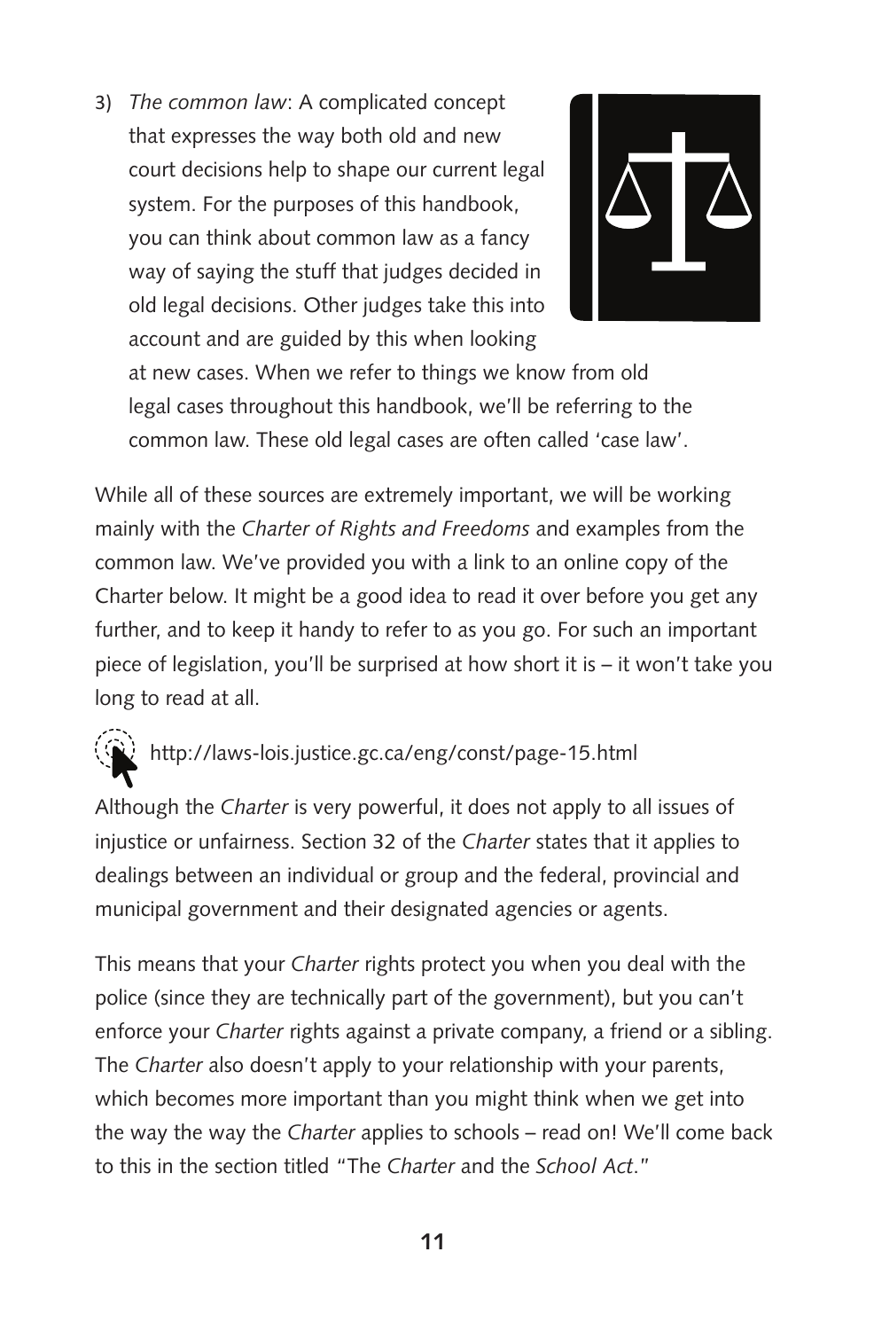3) *The common law*: A complicated concept that expresses the way both old and new court decisions help to shape our current legal system. For the purposes of this handbook, you can think about common law as a fancy way of saying the stuff that judges decided in old legal decisions. Other judges take this into account and are guided by this when looking at new cases. When we refer to things we know from old legal cases throughout this handbook, we'll be referring to the common law. These old legal cases are often called 'case law'.

While all of these sources are extremely important, we will be working mainly with the *Charter of Rights and Freedoms* and examples from the common law. We've provided you with a link to an online copy of the Charter below. It might be a good idea to read it over before you get any further, and to keep it handy to refer to as you go. For such an important piece of legislation, you'll be surprised at how short it is – it won't take you long to read at all.

http://laws-lois.justice.gc.ca/eng/const/page-15.html

Although the *Charter* is very powerful, it does not apply to all issues of injustice or unfairness. Section 32 of the *Charter* states that it applies to dealings between an individual or group and the federal, provincial and municipal government and their designated agencies or agents.

This means that your *Charter* rights protect you when you deal with the police (since they are technically part of the government), but you can't enforce your *Charter* rights against a private company, a friend or a sibling. The *Charter* also doesn't apply to your relationship with your parents, which becomes more important than you might think when we get into the way the way the *Charter* applies to schools – read on! We'll come back to this in the section titled "The *Charter* and the *School Act*."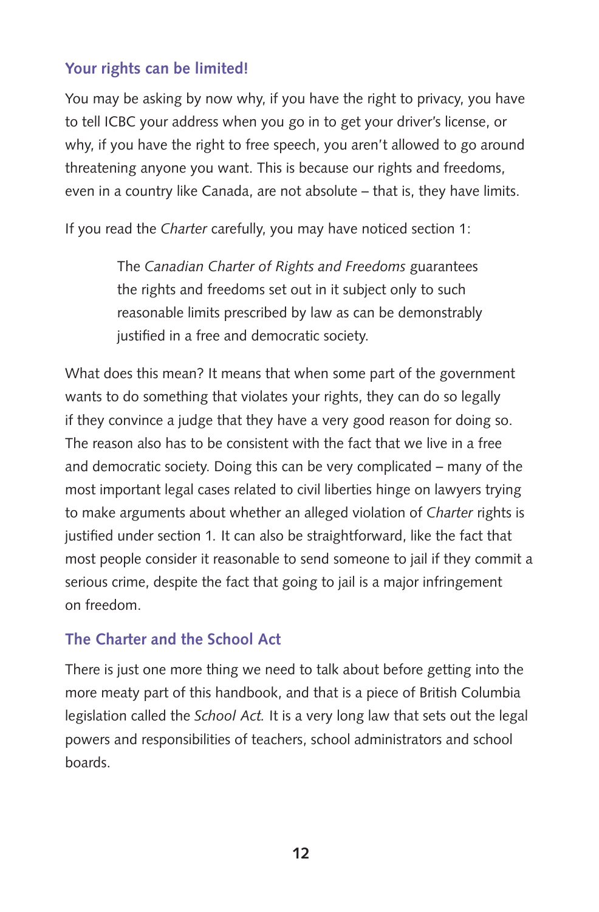## Your rights can be limited!

You may be asking by now why, if you have the right to privacy, you have to tell ICBC your address when you go in to get your driver's license, or why, if you have the right to free speech, you aren't allowed to go around threatening anyone you want. This is because our rights and freedoms, even in a country like Canada, are not absolute – that is, they have limits.

If you read the *Charter* carefully, you may have noticed section 1:

> The *Canadian Charter of Rights and Freedoms* guarantees the rights and freedoms set out in it subject only to such reasonable limits prescribed by law as can be demonstrably justified in a free and democratic society.

What does this mean? It means that when some part of the government wants to do something that violates your rights, they can do so legally if they convince a judge that they have a very good reason for doing so. The reason also has to be consistent with the fact that we live in a free and democratic society. Doing this can be very complicated – many of the most important legal cases related to civil liberties hinge on lawyers trying to make arguments about whether an alleged violation of *Charter* rights is justified under section 1. It can also be straightforward, like the fact that most people consider it reasonable to send someone to jail if they commit a serious crime, despite the fact that going to jail is a major infringement on freedom.

## The Charter and the School Act

There is just one more thing we need to talk about before getting into the more meaty part of this handbook, and that is a piece of British Columbia legislation called the *School Act.* It is a very long law that sets out the legal powers and responsibilities of teachers, school administrators and school boards.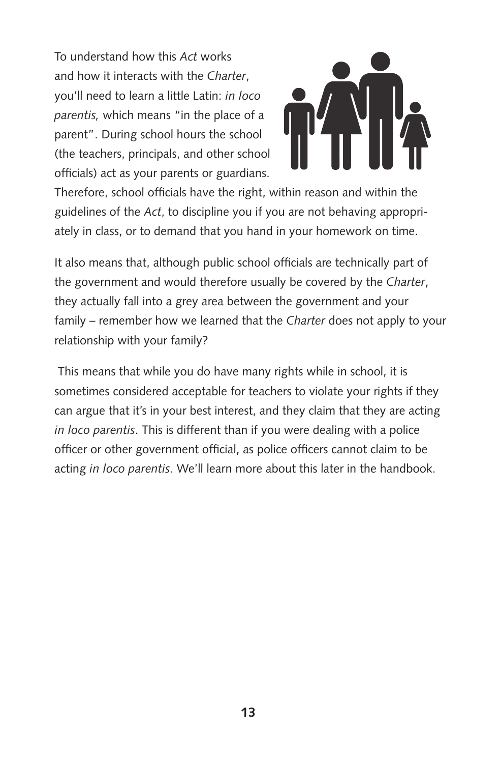To understand how this *Act* works and how it interacts with the *Charter*, you'll need to learn a little Latin: *in loco parentis,* which means "in the place of a parent". During school hours the school (the teachers, principals, and other school officials) act as your parents or guardians. Therefore, school officials have the right, within reason and within the guidelines of the *Act*, to discipline you if you are not behaving appropriately in class, or to demand that you hand in your homework on time.

It also means that, although public school officials are technically part of the government and would therefore usually be covered by the *Charter*, they actually fall into a grey area between the government and your family – remember how we learned that the *Charter* does not apply to your relationship with your family?

This means that while you do have many rights while in school, it is sometimes considered acceptable for teachers to violate your rights if they can argue that it's in your best interest, and they claim that they are acting *in loco parentis*. This is different than if you were dealing with a police officer or other government official, as police officers cannot claim to be acting *in loco parentis*. We'll learn more about this later in the handbook.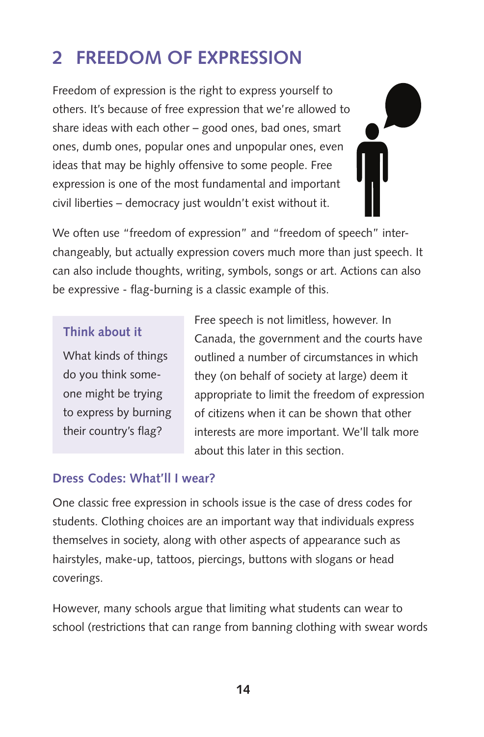## 2 FREEDOM OF EXPRESSION

Freedom of expression is the right to express yourself to others. It's because of free expression that we're allowed to share ideas with each other – good ones, bad ones, smart ones, dumb ones, popular ones and unpopular ones, even ideas that may be highly offensive to some people. Free expression is one of the most fundamental and important civil liberties – democracy just wouldn't exist without it.

We often use "freedom of expression" and "freedom of speech" interchangeably, but actually expression covers much more than just speech. It can also include thoughts, writing, symbols, songs or art. Actions can also be expressive - flag-burning is a classic example of this.

> **Think about it**
>
> What kinds of things do you think someone might be trying to express by burning their country's flag?

Free speech is not limitless, however. In Canada, the government and the courts have outlined a number of circumstances in which they (on behalf of society at large) deem it appropriate to limit the freedom of expression of citizens when it can be shown that other interests are more important. We'll talk more about this later in this section.

### Dress Codes: What'll I wear?

One classic free expression in schools issue is the case of dress codes for students. Clothing choices are an important way that individuals express themselves in society, along with other aspects of appearance such as hairstyles, make-up, tattoos, piercings, buttons with slogans or head coverings.

However, many schools argue that limiting what students can wear to school (restrictions that can range from banning clothing with swear words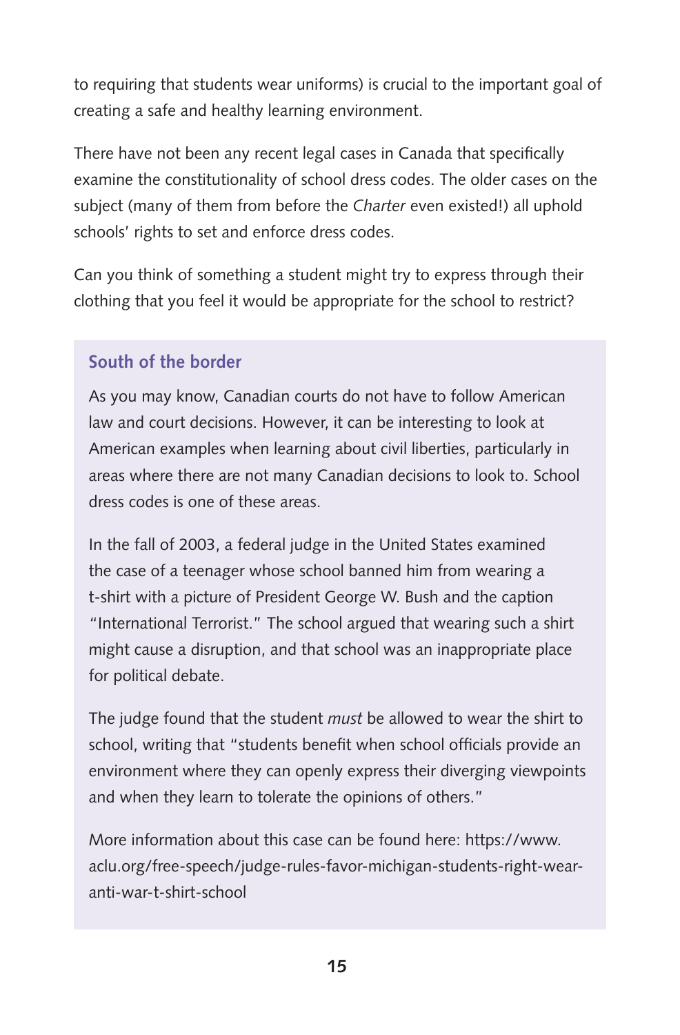to requiring that students wear uniforms) is crucial to the important goal of creating a safe and healthy learning environment.

There have not been any recent legal cases in Canada that specifically examine the constitutionality of school dress codes. The older cases on the subject (many of them from before the *Charter* even existed!) all uphold schools' rights to set and enforce dress codes.

Can you think of something a student might try to express through their clothing that you feel it would be appropriate for the school to restrict?

### South of the border

As you may know, Canadian courts do not have to follow American law and court decisions. However, it can be interesting to look at American examples when learning about civil liberties, particularly in areas where there are not many Canadian decisions to look to. School dress codes is one of these areas.

In the fall of 2003, a federal judge in the United States examined the case of a teenager whose school banned him from wearing a t-shirt with a picture of President George W. Bush and the caption "International Terrorist." The school argued that wearing such a shirt might cause a disruption, and that school was an inappropriate place for political debate.

The judge found that the student *must* be allowed to wear the shirt to school, writing that "students benefit when school officials provide an environment where they can openly express their diverging viewpoints and when they learn to tolerate the opinions of others."

More information about this case can be found here: https://www.aclu.org/free-speech/judge-rules-favor-michigan-students-right-wear-anti-war-t-shirt-school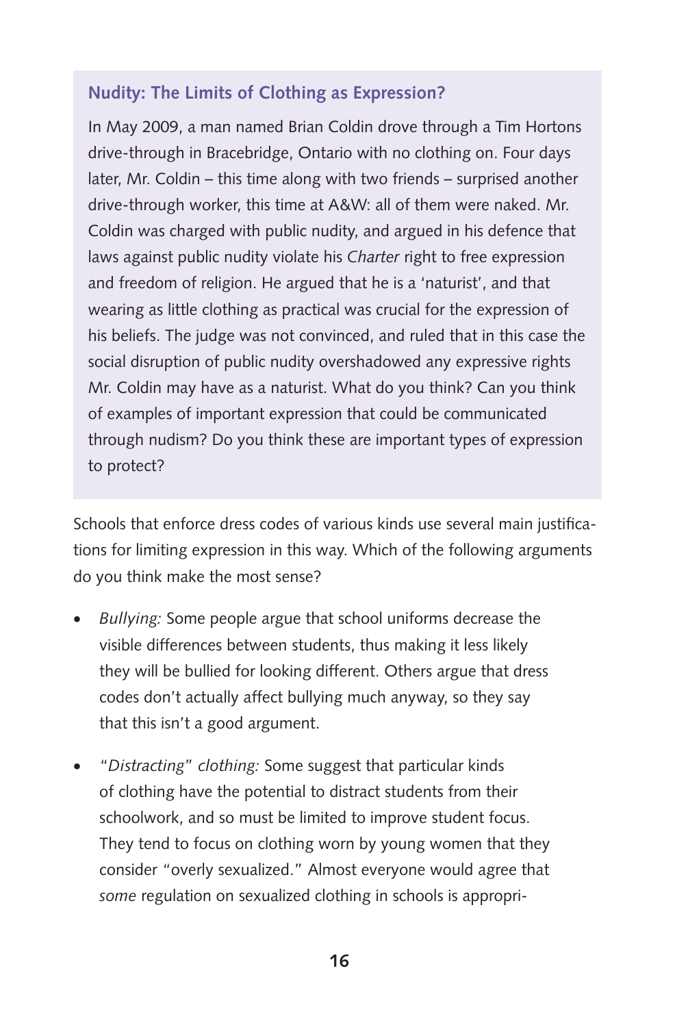### Nudity: The Limits of Clothing as Expression?

In May 2009, a man named Brian Coldin drove through a Tim Hortons drive-through in Bracebridge, Ontario with no clothing on. Four days later, Mr. Coldin – this time along with two friends – surprised another drive-through worker, this time at A&W: all of them were naked. Mr. Coldin was charged with public nudity, and argued in his defence that laws against public nudity violate his *Charter* right to free expression and freedom of religion. He argued that he is a 'naturist', and that wearing as little clothing as practical was crucial for the expression of his beliefs. The judge was not convinced, and ruled that in this case the social disruption of public nudity overshadowed any expressive rights Mr. Coldin may have as a naturist. What do you think? Can you think of examples of important expression that could be communicated through nudism? Do you think these are important types of expression to protect?

Schools that enforce dress codes of various kinds use several main justifications for limiting expression in this way. Which of the following arguments do you think make the most sense?

- *Bullying:* Some people argue that school uniforms decrease the visible differences between students, thus making it less likely they will be bullied for looking different. Others argue that dress codes don't actually affect bullying much anyway, so they say that this isn't a good argument.
- *"Distracting" clothing:* Some suggest that particular kinds of clothing have the potential to distract students from their schoolwork, and so must be limited to improve student focus. They tend to focus on clothing worn by young women that they consider "overly sexualized." Almost everyone would agree that *some* regulation on sexualized clothing in schools is appropri-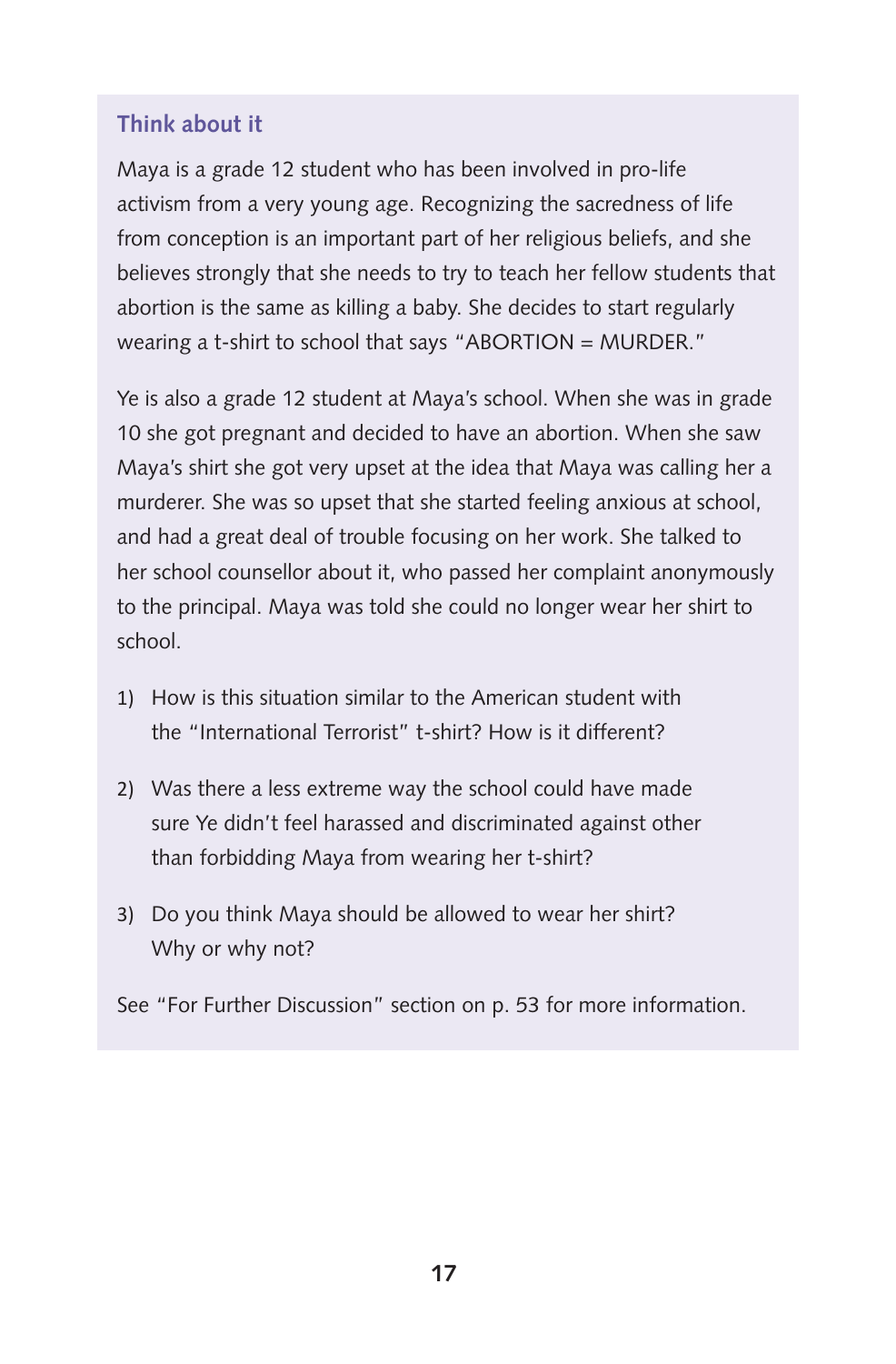### Think about it

Maya is a grade 12 student who has been involved in pro-life activism from a very young age. Recognizing the sacredness of life from conception is an important part of her religious beliefs, and she believes strongly that she needs to try to teach her fellow students that abortion is the same as killing a baby. She decides to start regularly wearing a t-shirt to school that says "ABORTION = MURDER."

Ye is also a grade 12 student at Maya's school. When she was in grade 10 she got pregnant and decided to have an abortion. When she saw Maya's shirt she got very upset at the idea that Maya was calling her a murderer. She was so upset that she started feeling anxious at school, and had a great deal of trouble focusing on her work. She talked to her school counsellor about it, who passed her complaint anonymously to the principal. Maya was told she could no longer wear her shirt to school.

1) How is this situation similar to the American student with the "International Terrorist" t-shirt? How is it different?

2) Was there a less extreme way the school could have made sure Ye didn't feel harassed and discriminated against other than forbidding Maya from wearing her t-shirt?

3) Do you think Maya should be allowed to wear her shirt? Why or why not?

See "For Further Discussion" section on p. 53 for more information.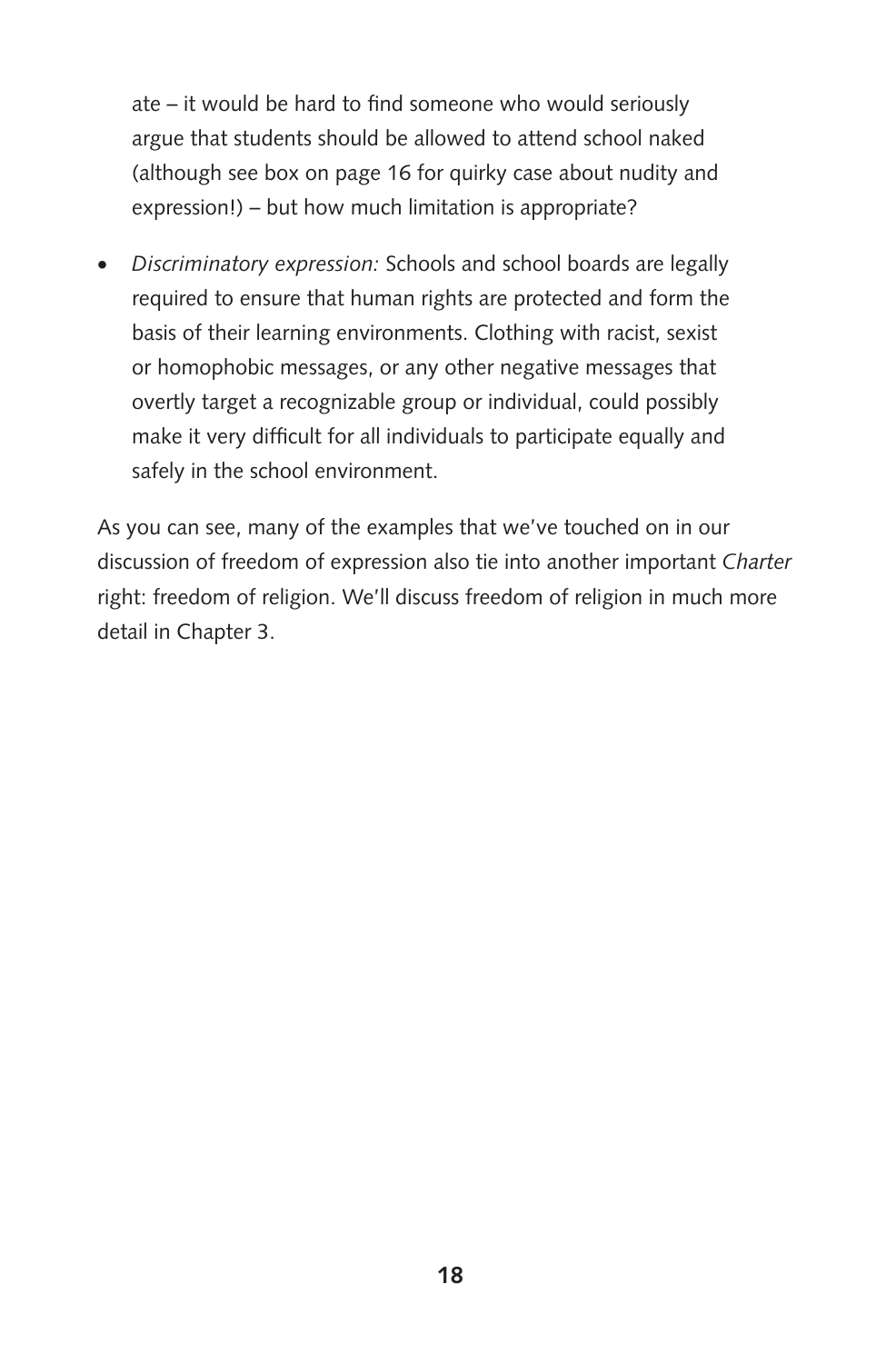ate – it would be hard to find someone who would seriously argue that students should be allowed to attend school naked (although see box on page 16 for quirky case about nudity and expression!) – but how much limitation is appropriate?

- *Discriminatory expression:* Schools and school boards are legally required to ensure that human rights are protected and form the basis of their learning environments. Clothing with racist, sexist or homophobic messages, or any other negative messages that overtly target a recognizable group or individual, could possibly make it very difficult for all individuals to participate equally and safely in the school environment.

As you can see, many of the examples that we've touched on in our discussion of freedom of expression also tie into another important *Charter* right: freedom of religion. We'll discuss freedom of religion in much more detail in Chapter 3.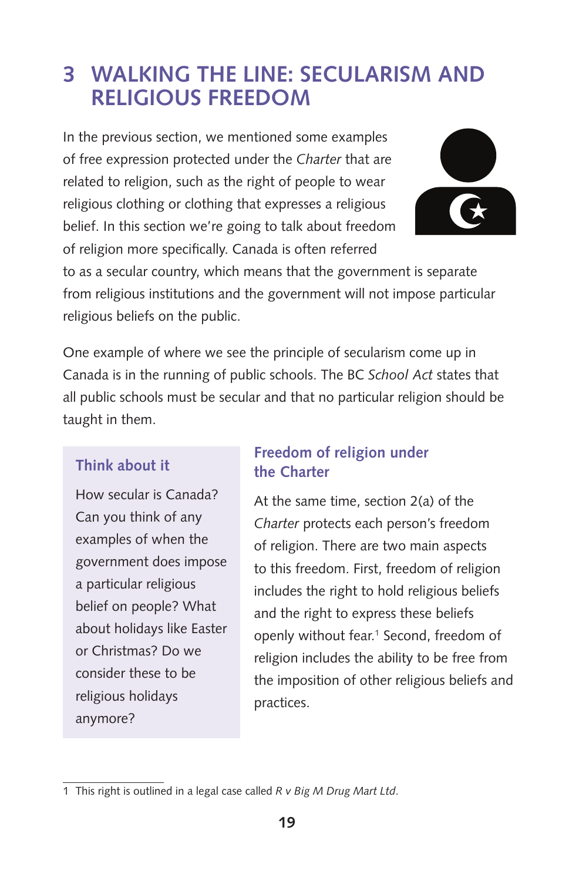# 3 WALKING THE LINE: SECULARISM AND RELIGIOUS FREEDOM

In the previous section, we mentioned some examples of free expression protected under the *Charter* that are related to religion, such as the right of people to wear religious clothing or clothing that expresses a religious belief. In this section we're going to talk about freedom of religion more specifically. Canada is often referred to as a secular country, which means that the government is separate from religious institutions and the government will not impose particular religious beliefs on the public.

One example of where we see the principle of secularism come up in Canada is in the running of public schools. The BC *School Act* states that all public schools must be secular and that no particular religion should be taught in them.

> **Think about it**
>
> How secular is Canada? Can you think of any examples of when the government does impose a particular religious belief on people? What about holidays like Easter or Christmas? Do we consider these to be religious holidays anymore?

## Freedom of religion under the Charter

At the same time, section 2(a) of the *Charter* protects each person's freedom of religion. There are two main aspects to this freedom. First, freedom of religion includes the right to hold religious beliefs and the right to express these beliefs openly without fear.[1] Second, freedom of religion includes the ability to be free from the imposition of other religious beliefs and practices.

---

1 This right is outlined in a legal case called *R v Big M Drug Mart Ltd*.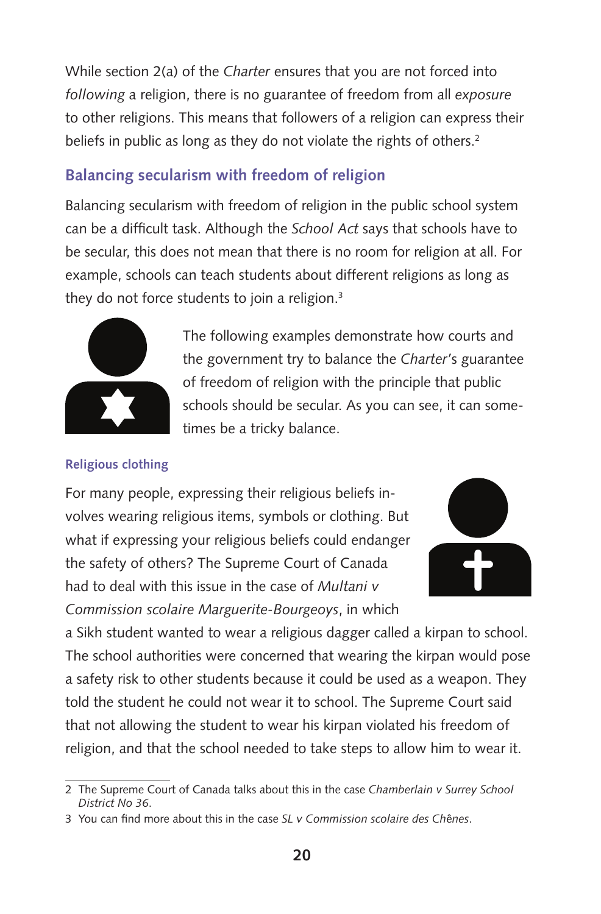While section 2(a) of the *Charter* ensures that you are not forced into *following* a religion, there is no guarantee of freedom from all *exposure* to other religions. This means that followers of a religion can express their beliefs in public as long as they do not violate the rights of others.[2]

## Balancing secularism with freedom of religion

Balancing secularism with freedom of religion in the public school system can be a difficult task. Although the *School Act* says that schools have to be secular, this does not mean that there is no room for religion at all. For example, schools can teach students about different religions as long as they do not force students to join a religion.[3]

The following examples demonstrate how courts and the government try to balance the *Charter*'s guarantee of freedom of religion with the principle that public schools should be secular. As you can see, it can sometimes be a tricky balance.

### Religious clothing

For many people, expressing their religious beliefs involves wearing religious items, symbols or clothing. But what if expressing your religious beliefs could endanger the safety of others? The Supreme Court of Canada had to deal with this issue in the case of *Multani v Commission scolaire Marguerite-Bourgeoys*, in which a Sikh student wanted to wear a religious dagger called a kirpan to school. The school authorities were concerned that wearing the kirpan would pose a safety risk to other students because it could be used as a weapon. They told the student he could not wear it to school. The Supreme Court said that not allowing the student to wear his kirpan violated his freedom of religion, and that the school needed to take steps to allow him to wear it.

---

2 The Supreme Court of Canada talks about this in the case *Chamberlain v Surrey School District No 36*.

3 You can find more about this in the case *SL v Commission scolaire des Chênes*.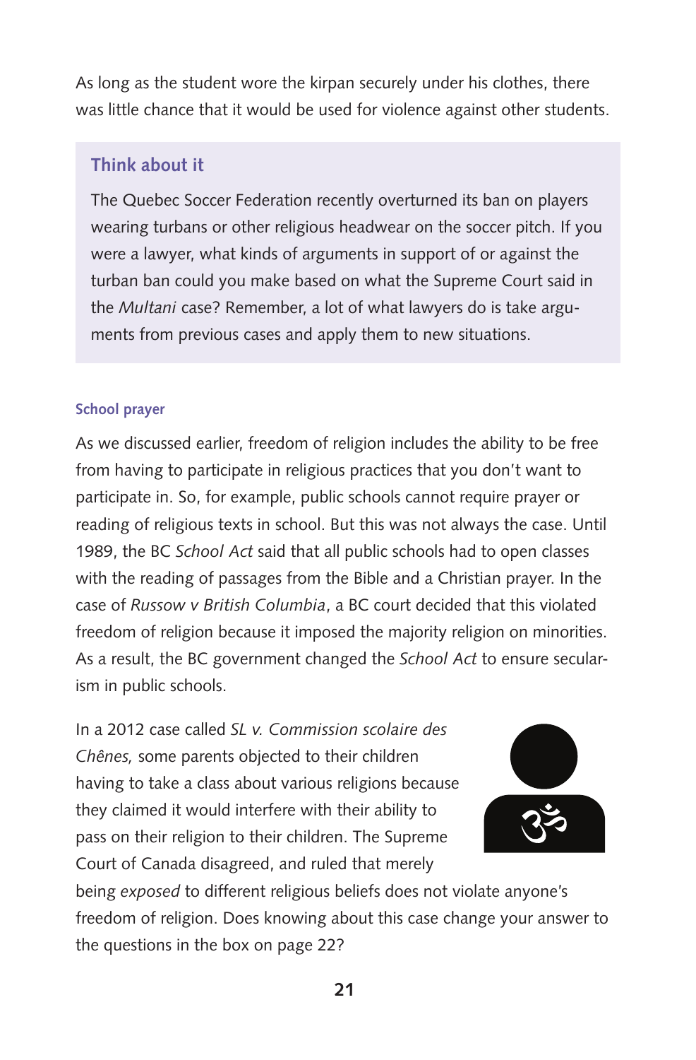As long as the student wore the kirpan securely under his clothes, there was little chance that it would be used for violence against other students.

> ### Think about it
>
> The Quebec Soccer Federation recently overturned its ban on players wearing turbans or other religious headwear on the soccer pitch. If you were a lawyer, what kinds of arguments in support of or against the turban ban could you make based on what the Supreme Court said in the *Multani* case? Remember, a lot of what lawyers do is take arguments from previous cases and apply them to new situations.

#### School prayer

As we discussed earlier, freedom of religion includes the ability to be free from having to participate in religious practices that you don't want to participate in. So, for example, public schools cannot require prayer or reading of religious texts in school. But this was not always the case. Until 1989, the BC *School Act* said that all public schools had to open classes with the reading of passages from the Bible and a Christian prayer. In the case of *Russow v British Columbia*, a BC court decided that this violated freedom of religion because it imposed the majority religion on minorities. As a result, the BC government changed the *School Act* to ensure secularism in public schools.

In a 2012 case called *SL v. Commission scolaire des Chênes,* some parents objected to their children having to take a class about various religions because they claimed it would interfere with their ability to pass on their religion to their children. The Supreme Court of Canada disagreed, and ruled that merely being *exposed* to different religious beliefs does not violate anyone's freedom of religion. Does knowing about this case change your answer to the questions in the box on page 22?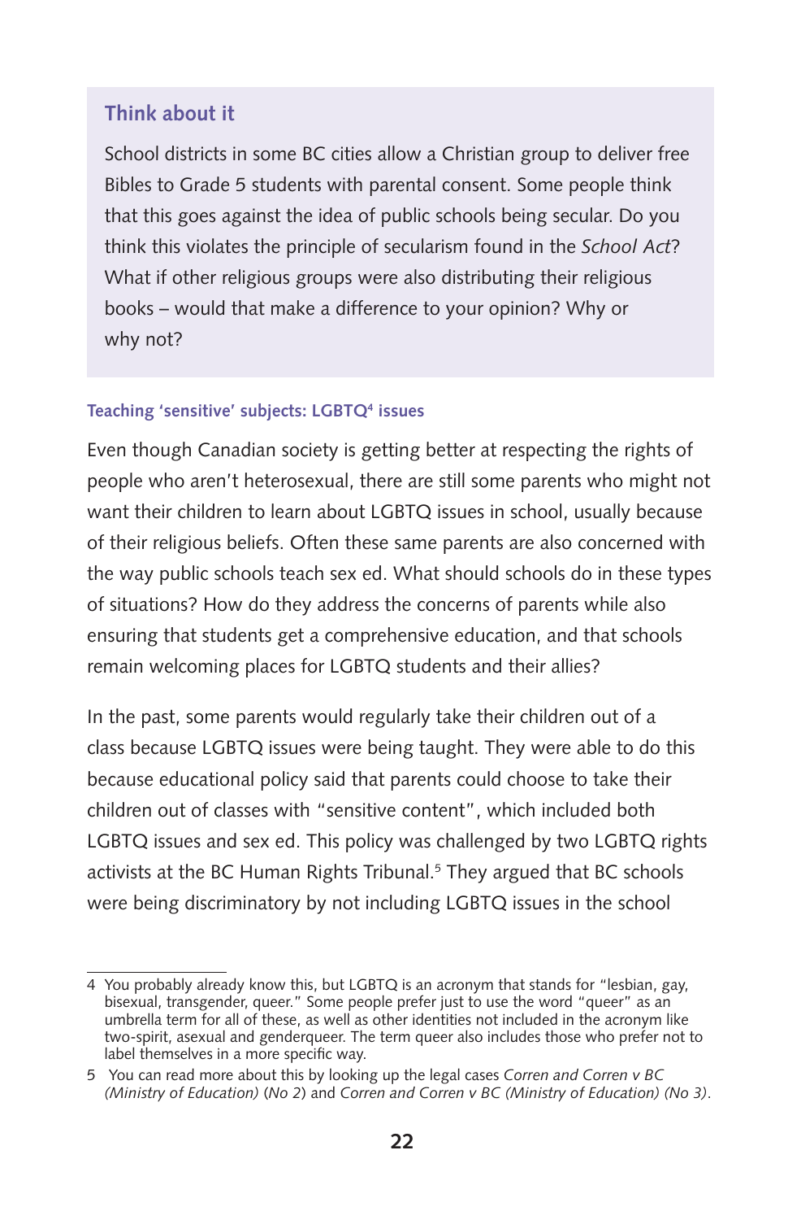### Think about it

School districts in some BC cities allow a Christian group to deliver free Bibles to Grade 5 students with parental consent. Some people think that this goes against the idea of public schools being secular. Do you think this violates the principle of secularism found in the *School Act*? What if other religious groups were also distributing their religious books – would that make a difference to your opinion? Why or why not?

#### Teaching 'sensitive' subjects: LGBTQ[4] issues

Even though Canadian society is getting better at respecting the rights of people who aren't heterosexual, there are still some parents who might not want their children to learn about LGBTQ issues in school, usually because of their religious beliefs. Often these same parents are also concerned with the way public schools teach sex ed. What should schools do in these types of situations? How do they address the concerns of parents while also ensuring that students get a comprehensive education, and that schools remain welcoming places for LGBTQ students and their allies?

In the past, some parents would regularly take their children out of a class because LGBTQ issues were being taught. They were able to do this because educational policy said that parents could choose to take their children out of classes with "sensitive content", which included both LGBTQ issues and sex ed. This policy was challenged by two LGBTQ rights activists at the BC Human Rights Tribunal.[5] They argued that BC schools were being discriminatory by not including LGBTQ issues in the school

---

4 You probably already know this, but LGBTQ is an acronym that stands for "lesbian, gay, bisexual, transgender, queer." Some people prefer just to use the word "queer" as an umbrella term for all of these, as well as other identities not included in the acronym like two-spirit, asexual and genderqueer. The term queer also includes those who prefer not to label themselves in a more specific way.

5 You can read more about this by looking up the legal cases *Corren and Corren v BC (Ministry of Education)* (*No 2*) and *Corren and Corren v BC (Ministry of Education) (No 3)*.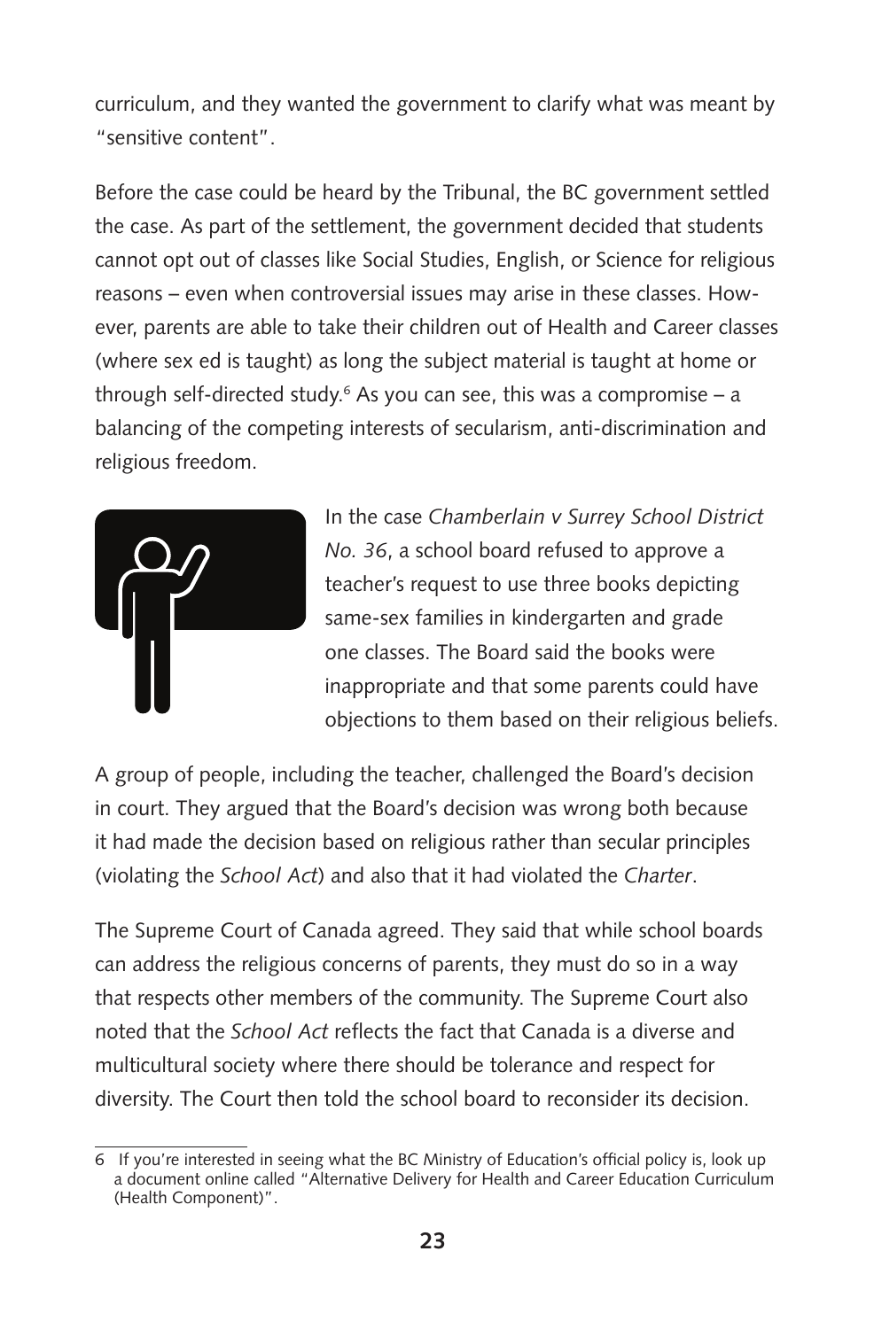curriculum, and they wanted the government to clarify what was meant by "sensitive content".

Before the case could be heard by the Tribunal, the BC government settled the case. As part of the settlement, the government decided that students cannot opt out of classes like Social Studies, English, or Science for religious reasons – even when controversial issues may arise in these classes. However, parents are able to take their children out of Health and Career classes (where sex ed is taught) as long the subject material is taught at home or through self-directed study.[6] As you can see, this was a compromise – a balancing of the competing interests of secularism, anti-discrimination and religious freedom.

In the case *Chamberlain v Surrey School District No. 36*, a school board refused to approve a teacher's request to use three books depicting same-sex families in kindergarten and grade one classes. The Board said the books were inappropriate and that some parents could have objections to them based on their religious beliefs.

A group of people, including the teacher, challenged the Board's decision in court. They argued that the Board's decision was wrong both because it had made the decision based on religious rather than secular principles (violating the *School Act*) and also that it had violated the *Charter*.

The Supreme Court of Canada agreed. They said that while school boards can address the religious concerns of parents, they must do so in a way that respects other members of the community. The Supreme Court also noted that the *School Act* reflects the fact that Canada is a diverse and multicultural society where there should be tolerance and respect for diversity. The Court then told the school board to reconsider its decision.

---

6 If you're interested in seeing what the BC Ministry of Education's official policy is, look up a document online called "Alternative Delivery for Health and Career Education Curriculum (Health Component)".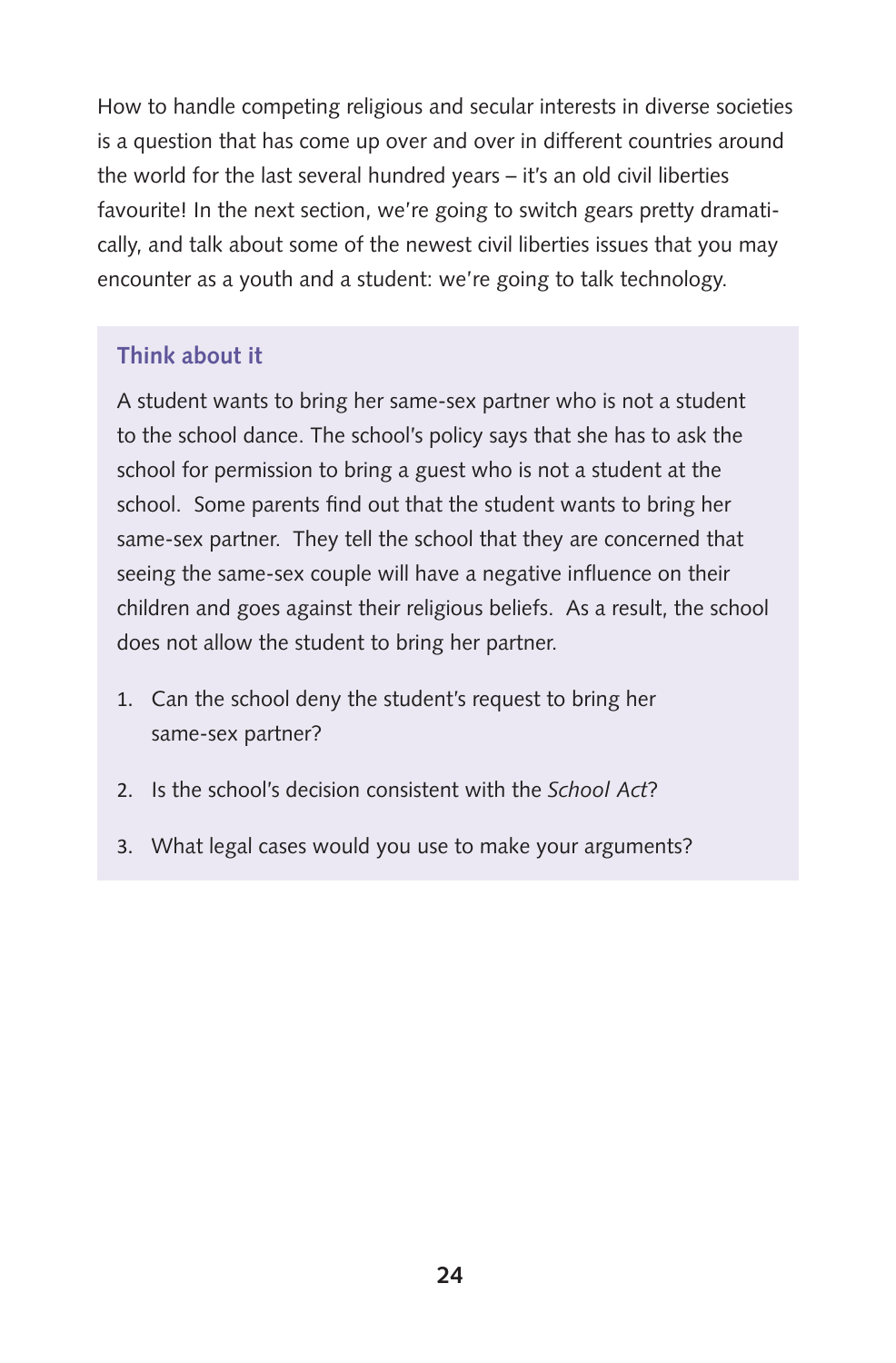How to handle competing religious and secular interests in diverse societies is a question that has come up over and over in different countries around the world for the last several hundred years – it's an old civil liberties favourite! In the next section, we're going to switch gears pretty dramatically, and talk about some of the newest civil liberties issues that you may encounter as a youth and a student: we're going to talk technology.

### Think about it

A student wants to bring her same-sex partner who is not a student to the school dance. The school's policy says that she has to ask the school for permission to bring a guest who is not a student at the school. Some parents find out that the student wants to bring her same-sex partner. They tell the school that they are concerned that seeing the same-sex couple will have a negative influence on their children and goes against their religious beliefs. As a result, the school does not allow the student to bring her partner.

1. Can the school deny the student's request to bring her same-sex partner?
2. Is the school's decision consistent with the *School Act*?
3. What legal cases would you use to make your arguments?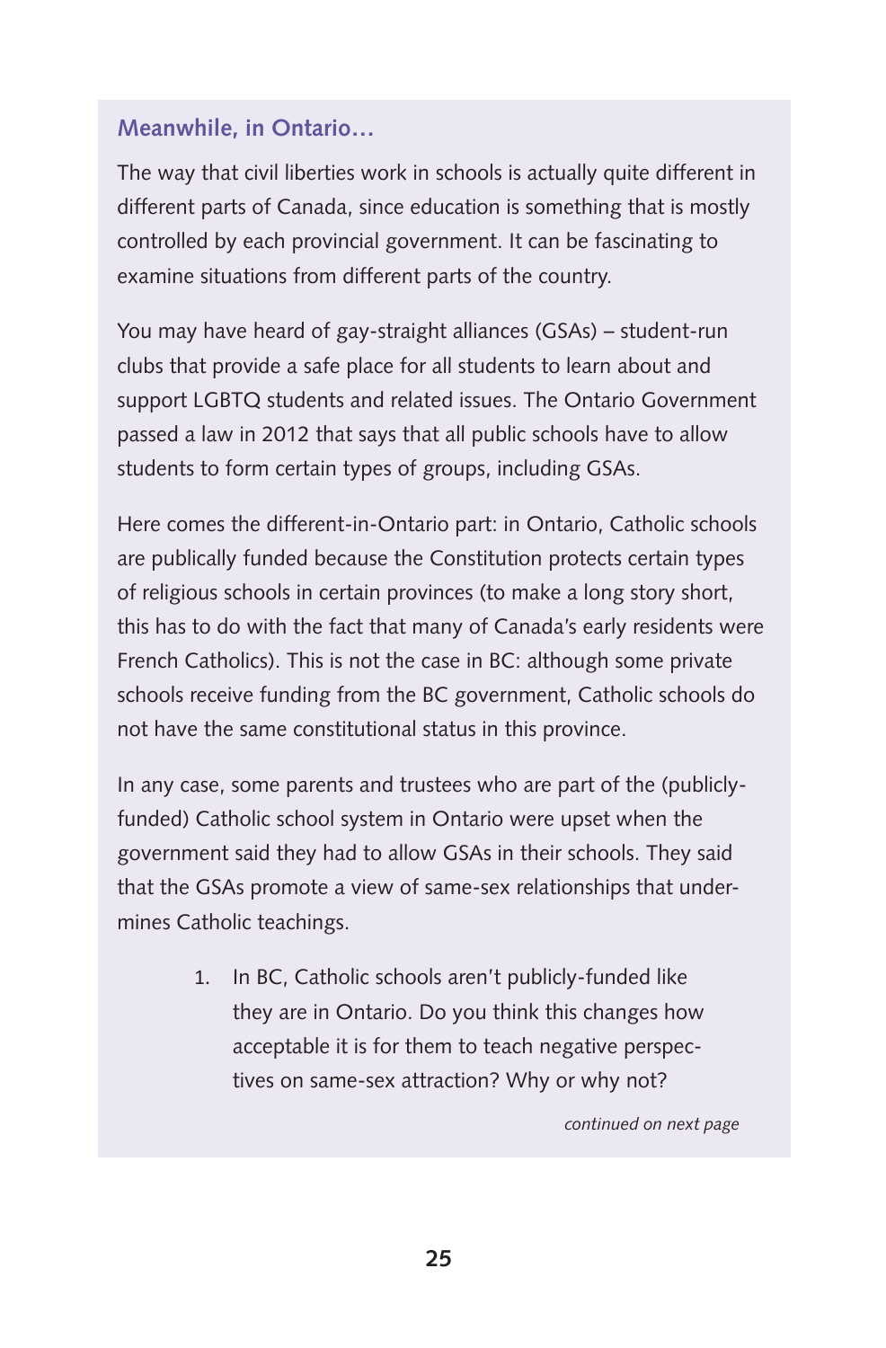### Meanwhile, in Ontario…

The way that civil liberties work in schools is actually quite different in different parts of Canada, since education is something that is mostly controlled by each provincial government. It can be fascinating to examine situations from different parts of the country.

You may have heard of gay-straight alliances (GSAs) – student-run clubs that provide a safe place for all students to learn about and support LGBTQ students and related issues. The Ontario Government passed a law in 2012 that says that all public schools have to allow students to form certain types of groups, including GSAs.

Here comes the different-in-Ontario part: in Ontario, Catholic schools are publically funded because the Constitution protects certain types of religious schools in certain provinces (to make a long story short, this has to do with the fact that many of Canada's early residents were French Catholics). This is not the case in BC: although some private schools receive funding from the BC government, Catholic schools do not have the same constitutional status in this province.

In any case, some parents and trustees who are part of the (publicly-funded) Catholic school system in Ontario were upset when the government said they had to allow GSAs in their schools. They said that the GSAs promote a view of same-sex relationships that undermines Catholic teachings.

1. In BC, Catholic schools aren't publicly-funded like they are in Ontario. Do you think this changes how acceptable it is for them to teach negative perspectives on same-sex attraction? Why or why not?

*continued on next page*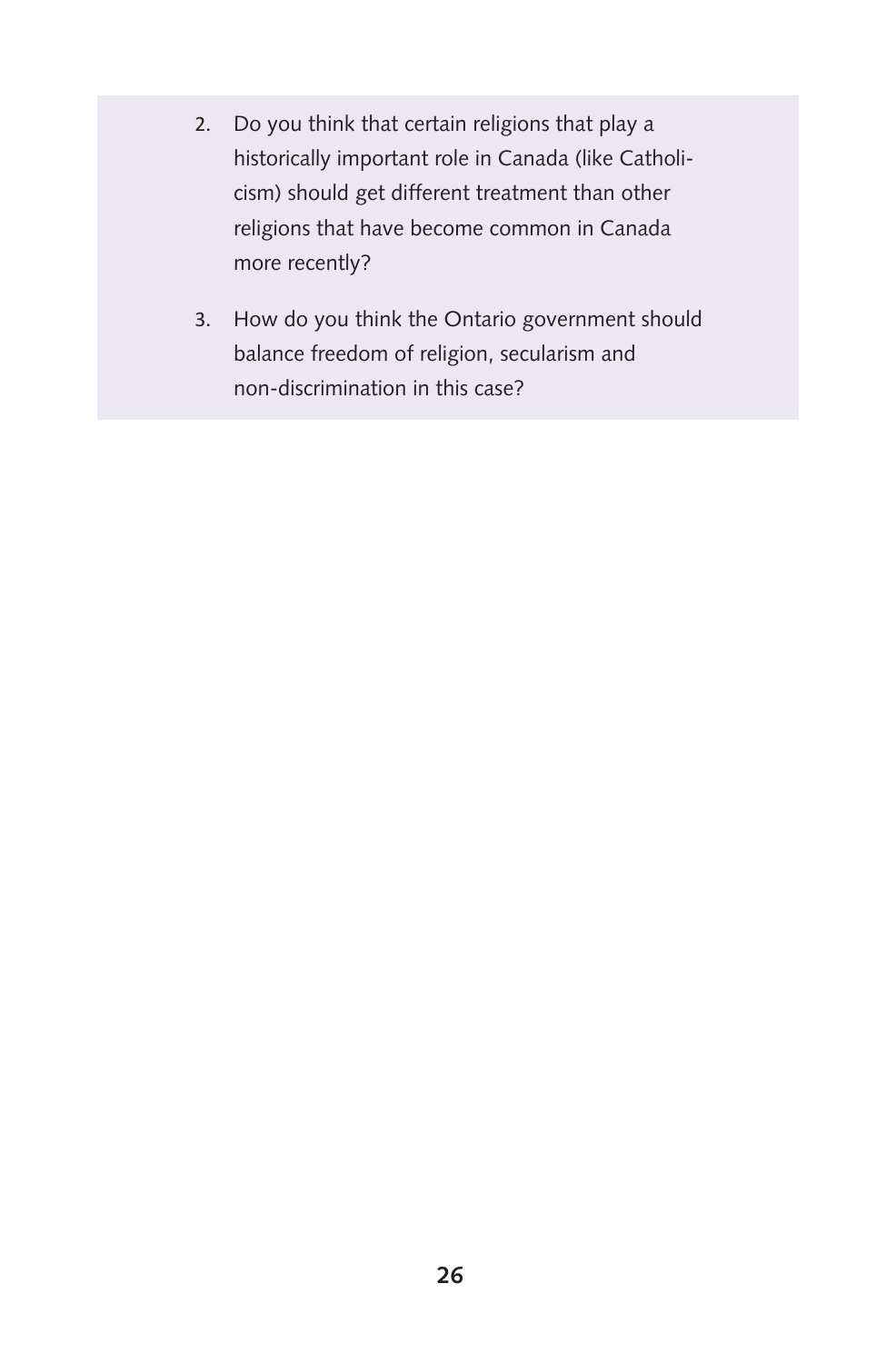2. Do you think that certain religions that play a historically important role in Canada (like Catholicism) should get different treatment than other religions that have become common in Canada more recently?

3. How do you think the Ontario government should balance freedom of religion, secularism and non-discrimination in this case?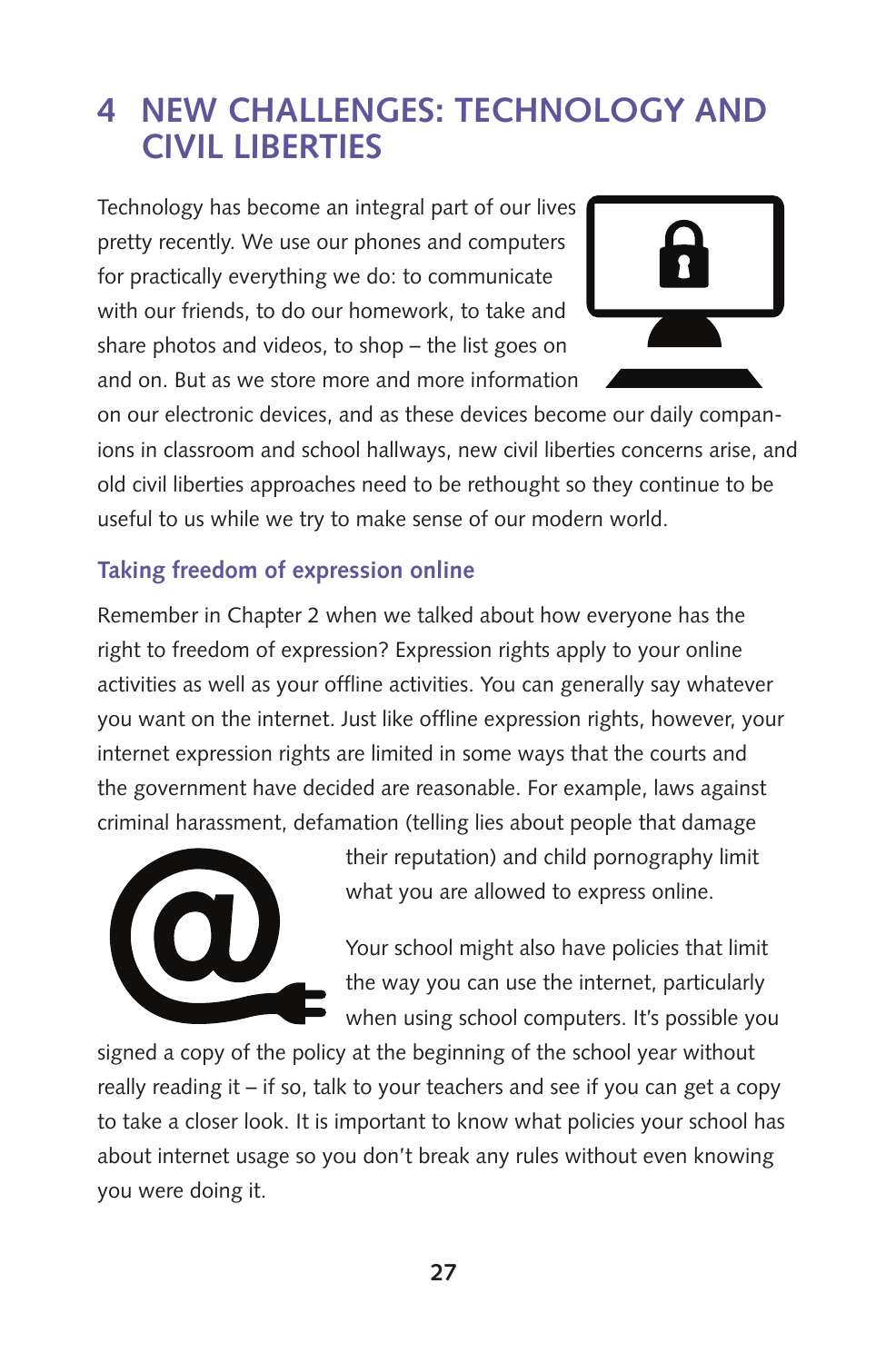# 4 NEW CHALLENGES: TECHNOLOGY AND CIVIL LIBERTIES

Technology has become an integral part of our lives pretty recently. We use our phones and computers for practically everything we do: to communicate with our friends, to do our homework, to take and share photos and videos, to shop – the list goes on and on. But as we store more and more information on our electronic devices, and as these devices become our daily companions in classroom and school hallways, new civil liberties concerns arise, and old civil liberties approaches need to be rethought so they continue to be useful to us while we try to make sense of our modern world.

## Taking freedom of expression online

Remember in Chapter 2 when we talked about how everyone has the right to freedom of expression? Expression rights apply to your online activities as well as your offline activities. You can generally say whatever you want on the internet. Just like offline expression rights, however, your internet expression rights are limited in some ways that the courts and the government have decided are reasonable. For example, laws against criminal harassment, defamation (telling lies about people that damage their reputation) and child pornography limit what you are allowed to express online.

Your school might also have policies that limit the way you can use the internet, particularly when using school computers. It's possible you signed a copy of the policy at the beginning of the school year without really reading it – if so, talk to your teachers and see if you can get a copy to take a closer look. It is important to know what policies your school has about internet usage so you don't break any rules without even knowing you were doing it.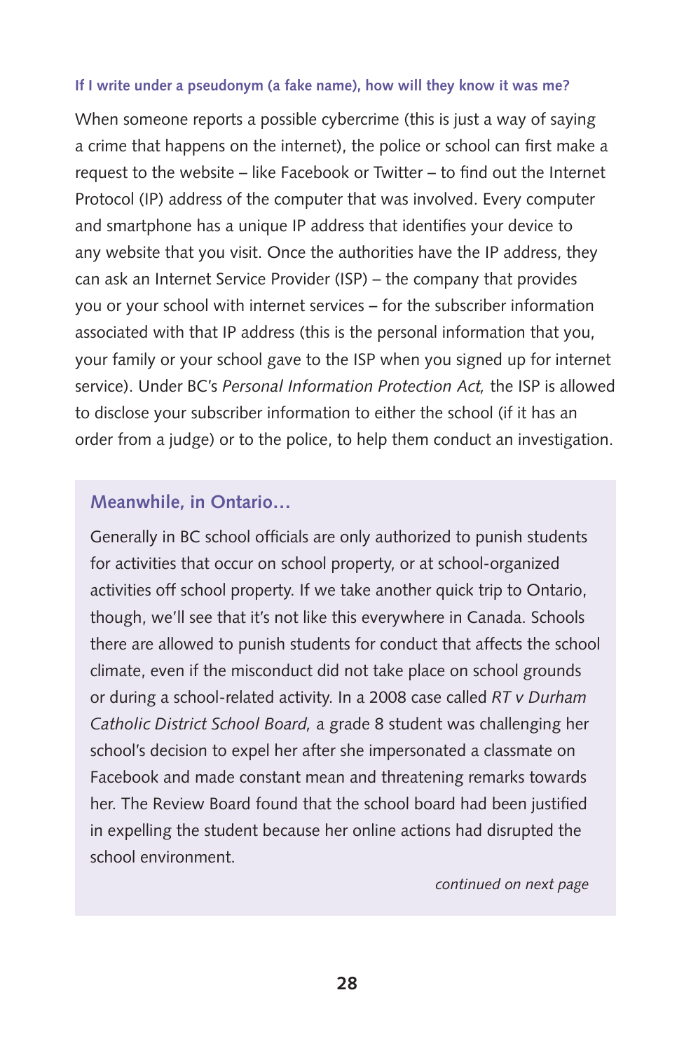### If I write under a pseudonym (a fake name), how will they know it was me?

When someone reports a possible cybercrime (this is just a way of saying a crime that happens on the internet), the police or school can first make a request to the website – like Facebook or Twitter – to find out the Internet Protocol (IP) address of the computer that was involved. Every computer and smartphone has a unique IP address that identifies your device to any website that you visit. Once the authorities have the IP address, they can ask an Internet Service Provider (ISP) – the company that provides you or your school with internet services – for the subscriber information associated with that IP address (this is the personal information that you, your family or your school gave to the ISP when you signed up for internet service). Under BC's *Personal Information Protection Act,* the ISP is allowed to disclose your subscriber information to either the school (if it has an order from a judge) or to the police, to help them conduct an investigation.

### Meanwhile, in Ontario…

Generally in BC school officials are only authorized to punish students for activities that occur on school property, or at school-organized activities off school property. If we take another quick trip to Ontario, though, we'll see that it's not like this everywhere in Canada. Schools there are allowed to punish students for conduct that affects the school climate, even if the misconduct did not take place on school grounds or during a school-related activity. In a 2008 case called *RT v Durham Catholic District School Board,* a grade 8 student was challenging her school's decision to expel her after she impersonated a classmate on Facebook and made constant mean and threatening remarks towards her. The Review Board found that the school board had been justified in expelling the student because her online actions had disrupted the school environment.

*continued on next page*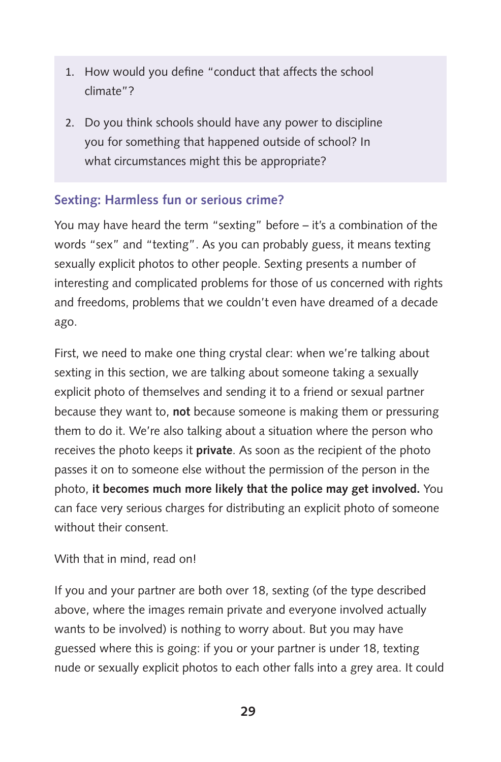1. How would you define "conduct that affects the school climate"?

2. Do you think schools should have any power to discipline you for something that happened outside of school? In what circumstances might this be appropriate?

### Sexting: Harmless fun or serious crime?

You may have heard the term "sexting" before – it's a combination of the words "sex" and "texting". As you can probably guess, it means texting sexually explicit photos to other people. Sexting presents a number of interesting and complicated problems for those of us concerned with rights and freedoms, problems that we couldn't even have dreamed of a decade ago.

First, we need to make one thing crystal clear: when we're talking about sexting in this section, we are talking about someone taking a sexually explicit photo of themselves and sending it to a friend or sexual partner because they want to, **not** because someone is making them or pressuring them to do it. We're also talking about a situation where the person who receives the photo keeps it **private**. As soon as the recipient of the photo passes it on to someone else without the permission of the person in the photo, **it becomes much more likely that the police may get involved.** You can face very serious charges for distributing an explicit photo of someone without their consent.

With that in mind, read on!

If you and your partner are both over 18, sexting (of the type described above, where the images remain private and everyone involved actually wants to be involved) is nothing to worry about. But you may have guessed where this is going: if you or your partner is under 18, texting nude or sexually explicit photos to each other falls into a grey area. It could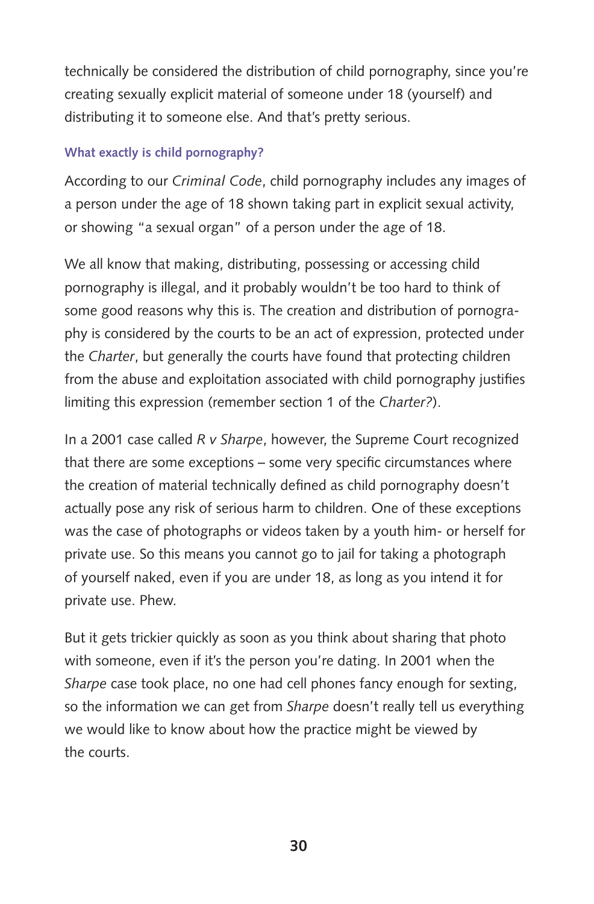technically be considered the distribution of child pornography, since you're creating sexually explicit material of someone under 18 (yourself) and distributing it to someone else. And that's pretty serious.

### What exactly is child pornography?

According to our *Criminal Code*, child pornography includes any images of a person under the age of 18 shown taking part in explicit sexual activity, or showing "a sexual organ" of a person under the age of 18.

We all know that making, distributing, possessing or accessing child pornography is illegal, and it probably wouldn't be too hard to think of some good reasons why this is. The creation and distribution of pornography is considered by the courts to be an act of expression, protected under the *Charter*, but generally the courts have found that protecting children from the abuse and exploitation associated with child pornography justifies limiting this expression (remember section 1 of the *Charter?*).

In a 2001 case called *R v Sharpe*, however, the Supreme Court recognized that there are some exceptions – some very specific circumstances where the creation of material technically defined as child pornography doesn't actually pose any risk of serious harm to children. One of these exceptions was the case of photographs or videos taken by a youth him- or herself for private use. So this means you cannot go to jail for taking a photograph of yourself naked, even if you are under 18, as long as you intend it for private use. Phew.

But it gets trickier quickly as soon as you think about sharing that photo with someone, even if it's the person you're dating. In 2001 when the *Sharpe* case took place, no one had cell phones fancy enough for sexting, so the information we can get from *Sharpe* doesn't really tell us everything we would like to know about how the practice might be viewed by the courts.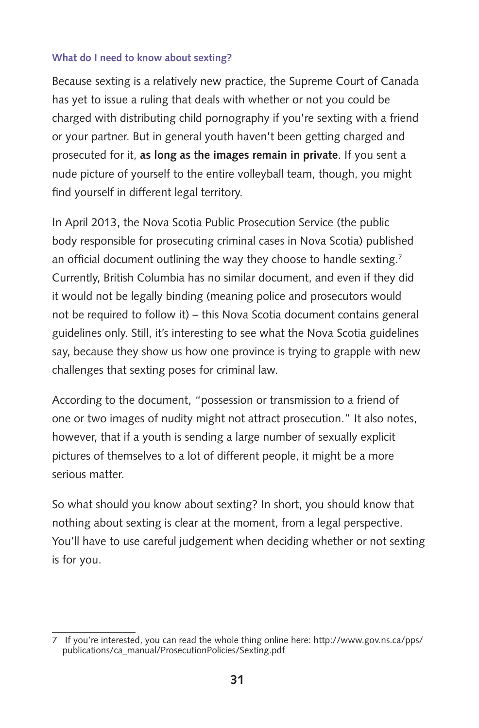### What do I need to know about sexting?

Because sexting is a relatively new practice, the Supreme Court of Canada has yet to issue a ruling that deals with whether or not you could be charged with distributing child pornography if you're sexting with a friend or your partner. But in general youth haven't been getting charged and prosecuted for it, **as long as the images remain in private**. If you sent a nude picture of yourself to the entire volleyball team, though, you might find yourself in different legal territory.

In April 2013, the Nova Scotia Public Prosecution Service (the public body responsible for prosecuting criminal cases in Nova Scotia) published an official document outlining the way they choose to handle sexting.[7] Currently, British Columbia has no similar document, and even if they did it would not be legally binding (meaning police and prosecutors would not be required to follow it) – this Nova Scotia document contains general guidelines only. Still, it's interesting to see what the Nova Scotia guidelines say, because they show us how one province is trying to grapple with new challenges that sexting poses for criminal law.

According to the document, "possession or transmission to a friend of one or two images of nudity might not attract prosecution." It also notes, however, that if a youth is sending a large number of sexually explicit pictures of themselves to a lot of different people, it might be a more serious matter.

So what should you know about sexting? In short, you should know that nothing about sexting is clear at the moment, from a legal perspective. You'll have to use careful judgement when deciding whether or not sexting is for you.

---

7 If you're interested, you can read the whole thing online here: http://www.gov.ns.ca/pps/publications/ca_manual/ProsecutionPolicies/Sexting.pdf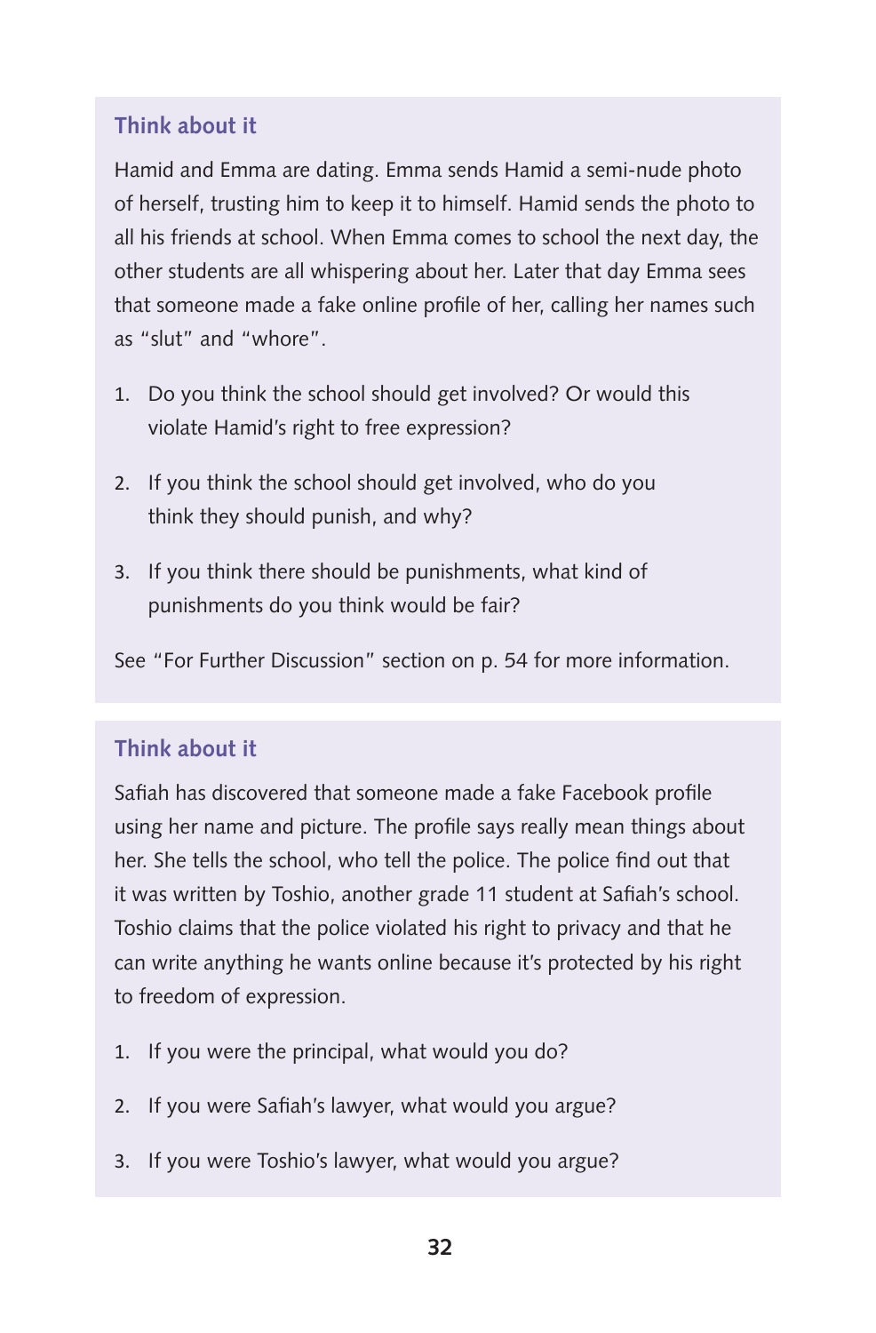### Think about it

Hamid and Emma are dating. Emma sends Hamid a semi-nude photo of herself, trusting him to keep it to himself. Hamid sends the photo to all his friends at school. When Emma comes to school the next day, the other students are all whispering about her. Later that day Emma sees that someone made a fake online profile of her, calling her names such as "slut" and "whore".

1. Do you think the school should get involved? Or would this violate Hamid's right to free expression?
2. If you think the school should get involved, who do you think they should punish, and why?
3. If you think there should be punishments, what kind of punishments do you think would be fair?

See "For Further Discussion" section on p. 54 for more information.

### Think about it

Safiah has discovered that someone made a fake Facebook profile using her name and picture. The profile says really mean things about her. She tells the school, who tell the police. The police find out that it was written by Toshio, another grade 11 student at Safiah's school. Toshio claims that the police violated his right to privacy and that he can write anything he wants online because it's protected by his right to freedom of expression.

1. If you were the principal, what would you do?
2. If you were Safiah's lawyer, what would you argue?
3. If you were Toshio's lawyer, what would you argue?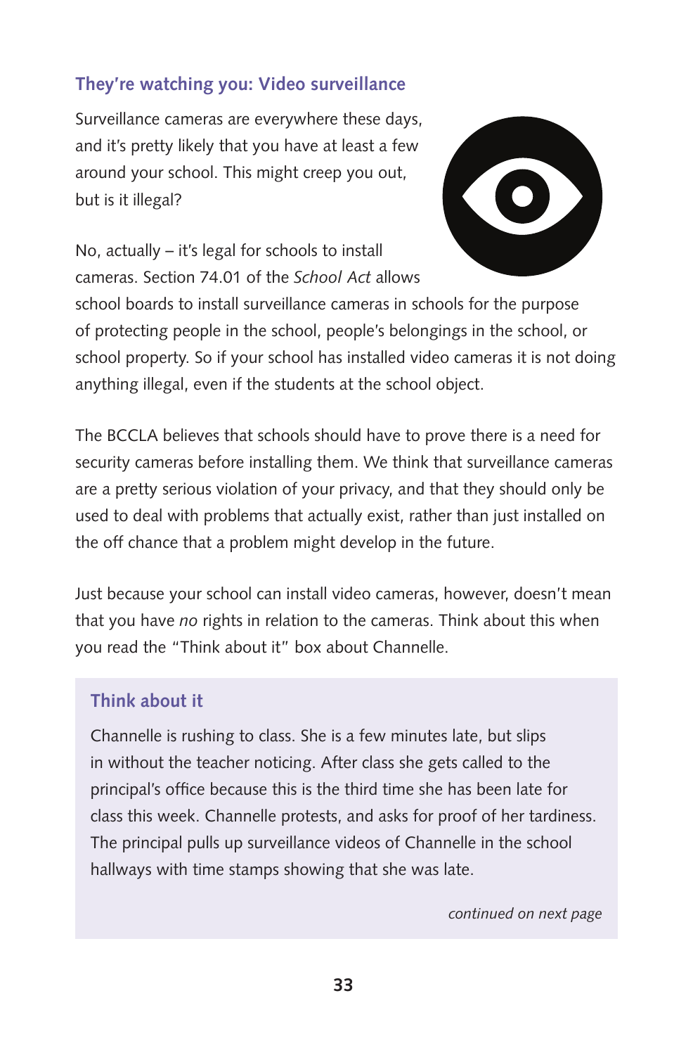## They're watching you: Video surveillance

Surveillance cameras are everywhere these days, and it's pretty likely that you have at least a few around your school. This might creep you out, but is it illegal?

No, actually – it's legal for schools to install cameras. Section 74.01 of the *School Act* allows school boards to install surveillance cameras in schools for the purpose of protecting people in the school, people's belongings in the school, or school property. So if your school has installed video cameras it is not doing anything illegal, even if the students at the school object.

The BCCLA believes that schools should have to prove there is a need for security cameras before installing them. We think that surveillance cameras are a pretty serious violation of your privacy, and that they should only be used to deal with problems that actually exist, rather than just installed on the off chance that a problem might develop in the future.

Just because your school can install video cameras, however, doesn't mean that you have *no* rights in relation to the cameras. Think about this when you read the "Think about it" box about Channelle.

### Think about it

Channelle is rushing to class. She is a few minutes late, but slips in without the teacher noticing. After class she gets called to the principal's office because this is the third time she has been late for class this week. Channelle protests, and asks for proof of her tardiness. The principal pulls up surveillance videos of Channelle in the school hallways with time stamps showing that she was late.

*continued on next page*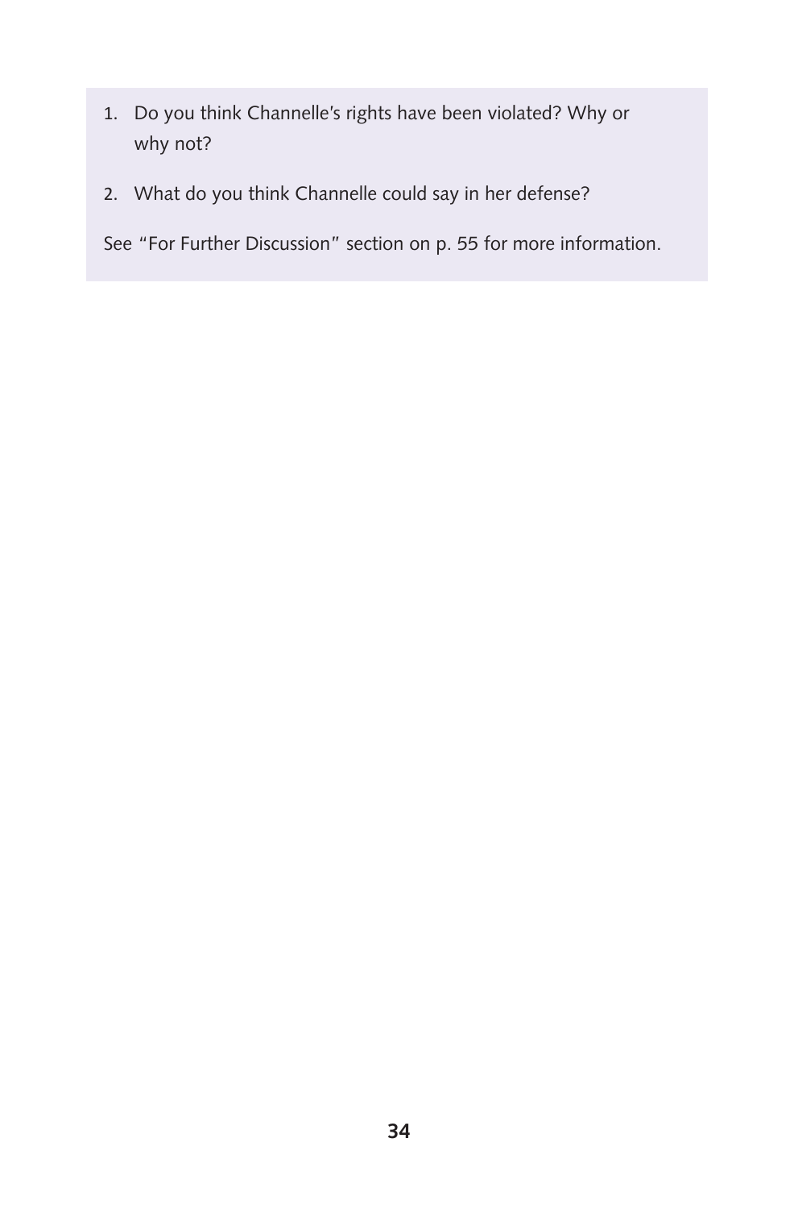1. Do you think Channelle's rights have been violated? Why or why not?
2. What do you think Channelle could say in her defense?

See "For Further Discussion" section on p. 55 for more information.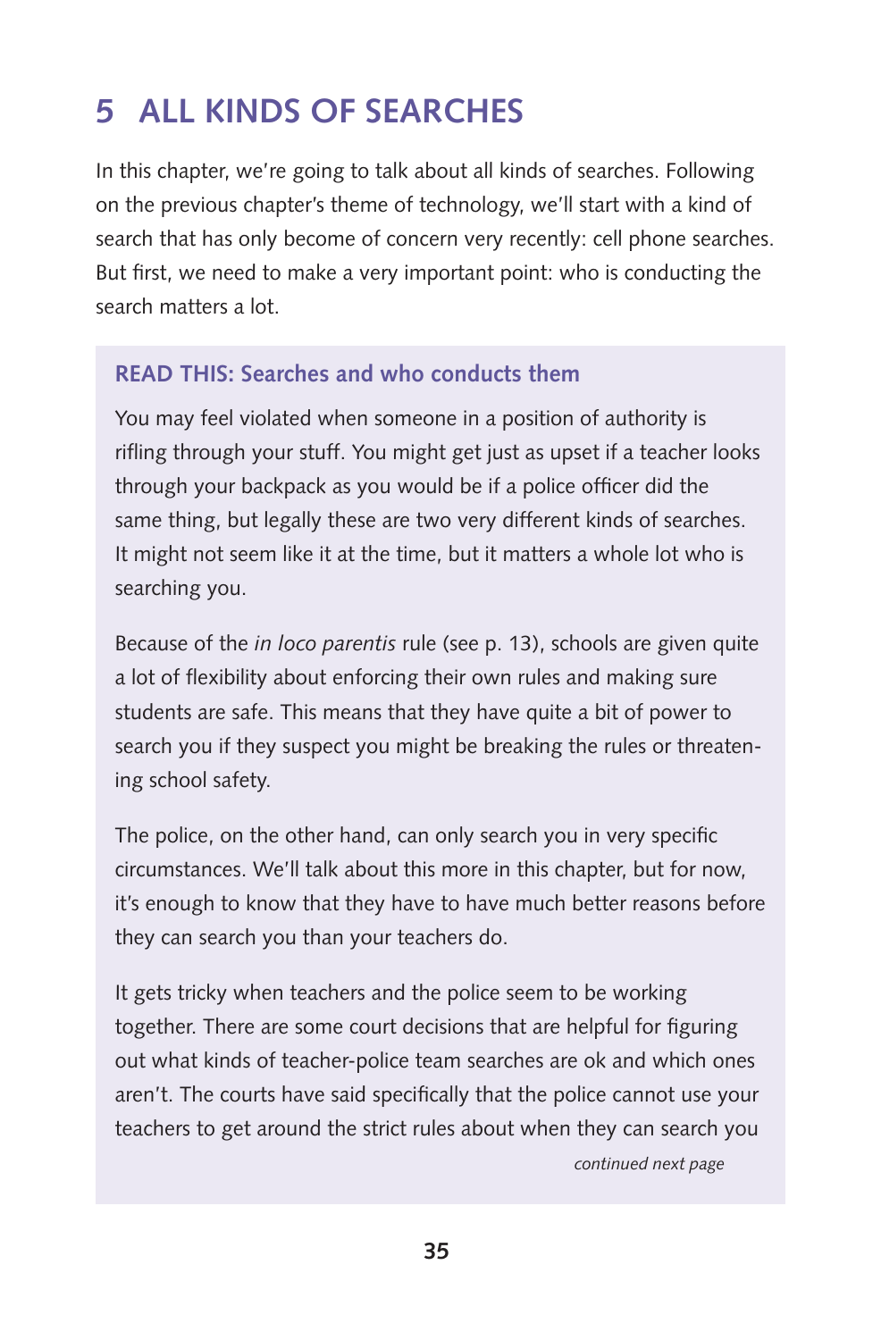# 5 ALL KINDS OF SEARCHES

In this chapter, we're going to talk about all kinds of searches. Following on the previous chapter's theme of technology, we'll start with a kind of search that has only become of concern very recently: cell phone searches. But first, we need to make a very important point: who is conducting the search matters a lot.

### READ THIS: Searches and who conducts them

You may feel violated when someone in a position of authority is rifling through your stuff. You might get just as upset if a teacher looks through your backpack as you would be if a police officer did the same thing, but legally these are two very different kinds of searches. It might not seem like it at the time, but it matters a whole lot who is searching you.

Because of the *in loco parentis* rule (see p. 13), schools are given quite a lot of flexibility about enforcing their own rules and making sure students are safe. This means that they have quite a bit of power to search you if they suspect you might be breaking the rules or threatening school safety.

The police, on the other hand, can only search you in very specific circumstances. We'll talk about this more in this chapter, but for now, it's enough to know that they have to have much better reasons before they can search you than your teachers do.

It gets tricky when teachers and the police seem to be working together. There are some court decisions that are helpful for figuring out what kinds of teacher-police team searches are ok and which ones aren't. The courts have said specifically that the police cannot use your teachers to get around the strict rules about when they can search you

*continued next page*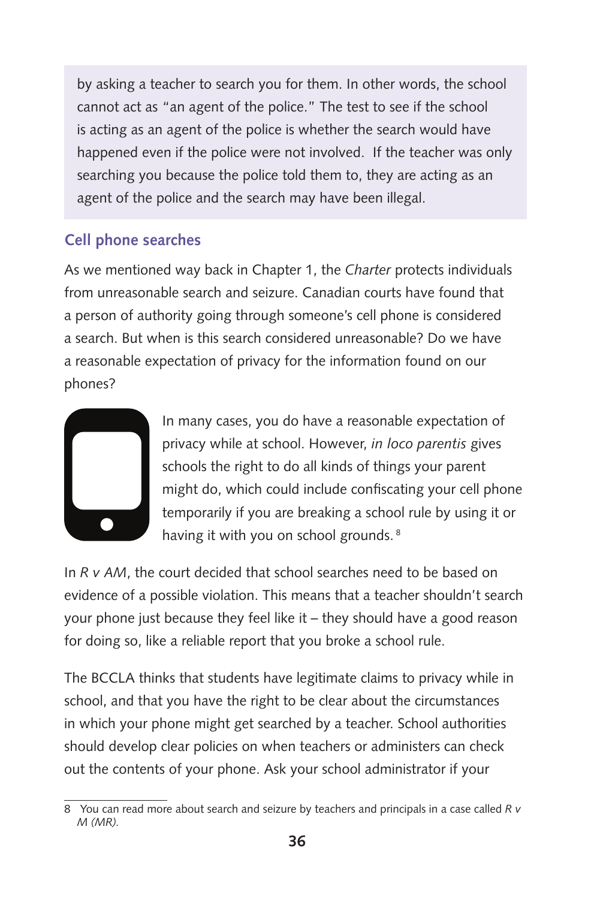by asking a teacher to search you for them. In other words, the school cannot act as "an agent of the police." The test to see if the school is acting as an agent of the police is whether the search would have happened even if the police were not involved. If the teacher was only searching you because the police told them to, they are acting as an agent of the police and the search may have been illegal.

### Cell phone searches

As we mentioned way back in Chapter 1, the *Charter* protects individuals from unreasonable search and seizure. Canadian courts have found that a person of authority going through someone's cell phone is considered a search. But when is this search considered unreasonable? Do we have a reasonable expectation of privacy for the information found on our phones?

In many cases, you do have a reasonable expectation of privacy while at school. However, *in loco parentis* gives schools the right to do all kinds of things your parent might do, which could include confiscating your cell phone temporarily if you are breaking a school rule by using it or having it with you on school grounds.[8]

In *R v AM*, the court decided that school searches need to be based on evidence of a possible violation. This means that a teacher shouldn't search your phone just because they feel like it – they should have a good reason for doing so, like a reliable report that you broke a school rule.

The BCCLA thinks that students have legitimate claims to privacy while in school, and that you have the right to be clear about the circumstances in which your phone might get searched by a teacher. School authorities should develop clear policies on when teachers or administers can check out the contents of your phone. Ask your school administrator if your

8 You can read more about search and seizure by teachers and principals in a case called *R v M (MR).*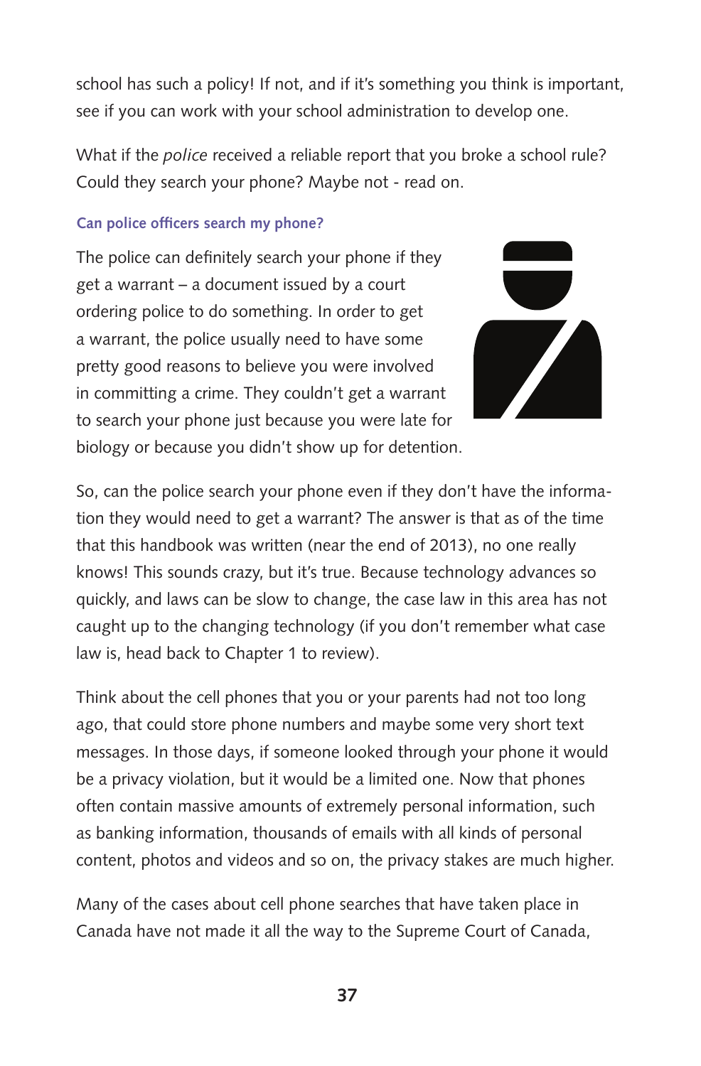school has such a policy! If not, and if it's something you think is important, see if you can work with your school administration to develop one.

What if the *police* received a reliable report that you broke a school rule? Could they search your phone? Maybe not - read on.

### Can police officers search my phone?

The police can definitely search your phone if they get a warrant – a document issued by a court ordering police to do something. In order to get a warrant, the police usually need to have some pretty good reasons to believe you were involved in committing a crime. They couldn't get a warrant to search your phone just because you were late for biology or because you didn't show up for detention.

So, can the police search your phone even if they don't have the information they would need to get a warrant? The answer is that as of the time that this handbook was written (near the end of 2013), no one really knows! This sounds crazy, but it's true. Because technology advances so quickly, and laws can be slow to change, the case law in this area has not caught up to the changing technology (if you don't remember what case law is, head back to Chapter 1 to review).

Think about the cell phones that you or your parents had not too long ago, that could store phone numbers and maybe some very short text messages. In those days, if someone looked through your phone it would be a privacy violation, but it would be a limited one. Now that phones often contain massive amounts of extremely personal information, such as banking information, thousands of emails with all kinds of personal content, photos and videos and so on, the privacy stakes are much higher.

Many of the cases about cell phone searches that have taken place in Canada have not made it all the way to the Supreme Court of Canada,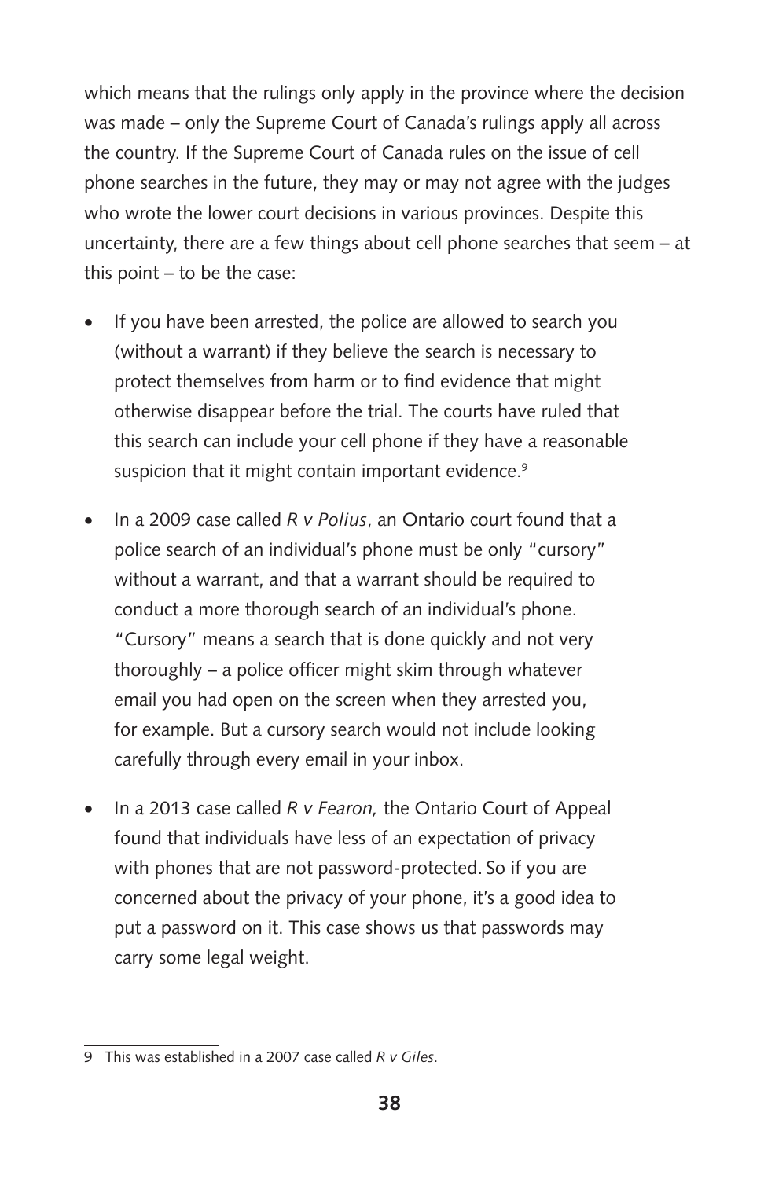which means that the rulings only apply in the province where the decision was made – only the Supreme Court of Canada's rulings apply all across the country. If the Supreme Court of Canada rules on the issue of cell phone searches in the future, they may or may not agree with the judges who wrote the lower court decisions in various provinces. Despite this uncertainty, there are a few things about cell phone searches that seem – at this point – to be the case:

- If you have been arrested, the police are allowed to search you (without a warrant) if they believe the search is necessary to protect themselves from harm or to find evidence that might otherwise disappear before the trial. The courts have ruled that this search can include your cell phone if they have a reasonable suspicion that it might contain important evidence.[9]

- In a 2009 case called *R v Polius*, an Ontario court found that a police search of an individual's phone must be only "cursory" without a warrant, and that a warrant should be required to conduct a more thorough search of an individual's phone. "Cursory" means a search that is done quickly and not very thoroughly – a police officer might skim through whatever email you had open on the screen when they arrested you, for example. But a cursory search would not include looking carefully through every email in your inbox.

- In a 2013 case called *R v Fearon,* the Ontario Court of Appeal found that individuals have less of an expectation of privacy with phones that are not password-protected. So if you are concerned about the privacy of your phone, it's a good idea to put a password on it. This case shows us that passwords may carry some legal weight.

---

9 This was established in a 2007 case called *R v Giles*.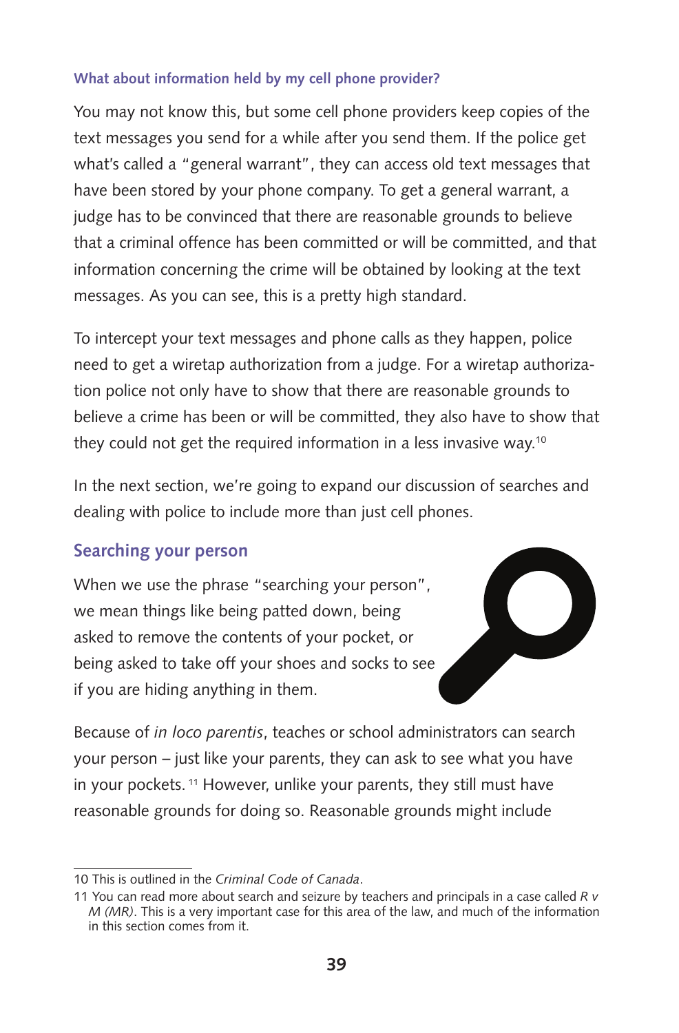#### What about information held by my cell phone provider?

You may not know this, but some cell phone providers keep copies of the text messages you send for a while after you send them. If the police get what's called a "general warrant", they can access old text messages that have been stored by your phone company. To get a general warrant, a judge has to be convinced that there are reasonable grounds to believe that a criminal offence has been committed or will be committed, and that information concerning the crime will be obtained by looking at the text messages. As you can see, this is a pretty high standard.

To intercept your text messages and phone calls as they happen, police need to get a wiretap authorization from a judge. For a wiretap authorization police not only have to show that there are reasonable grounds to believe a crime has been or will be committed, they also have to show that they could not get the required information in a less invasive way.[10]

In the next section, we're going to expand our discussion of searches and dealing with police to include more than just cell phones.

### Searching your person

When we use the phrase "searching your person", we mean things like being patted down, being asked to remove the contents of your pocket, or being asked to take off your shoes and socks to see if you are hiding anything in them.

Because of *in loco parentis*, teaches or school administrators can search your person – just like your parents, they can ask to see what you have in your pockets.[11] However, unlike your parents, they still must have reasonable grounds for doing so. Reasonable grounds might include

---

10 This is outlined in the *Criminal Code of Canada*.

11 You can read more about search and seizure by teachers and principals in a case called *R v M (MR)*. This is a very important case for this area of the law, and much of the information in this section comes from it.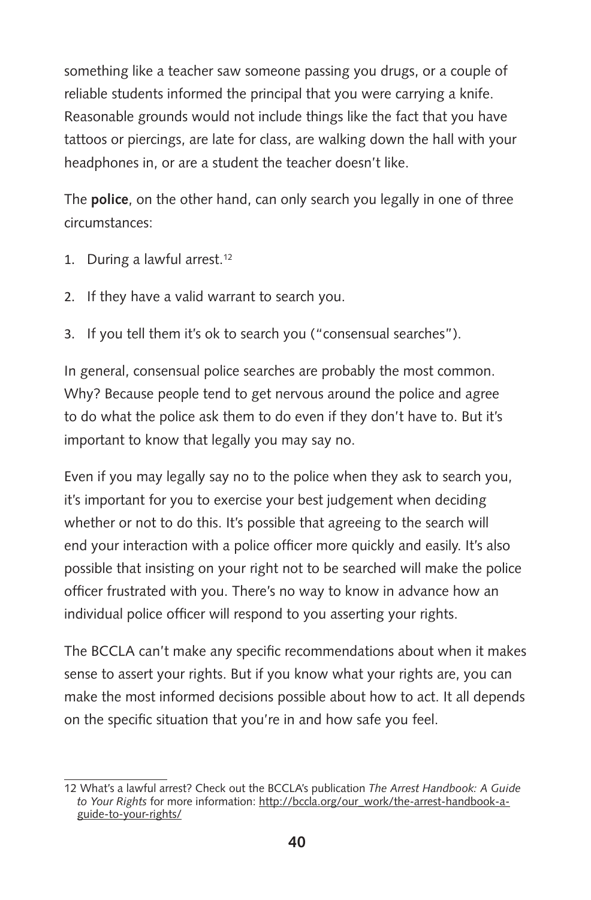something like a teacher saw someone passing you drugs, or a couple of reliable students informed the principal that you were carrying a knife. Reasonable grounds would not include things like the fact that you have tattoos or piercings, are late for class, are walking down the hall with your headphones in, or are a student the teacher doesn't like.

The **police**, on the other hand, can only search you legally in one of three circumstances:

1. During a lawful arrest.[12]
2. If they have a valid warrant to search you.
3. If you tell them it's ok to search you ("consensual searches").

In general, consensual police searches are probably the most common. Why? Because people tend to get nervous around the police and agree to do what the police ask them to do even if they don't have to. But it's important to know that legally you may say no.

Even if you may legally say no to the police when they ask to search you, it's important for you to exercise your best judgement when deciding whether or not to do this. It's possible that agreeing to the search will end your interaction with a police officer more quickly and easily. It's also possible that insisting on your right not to be searched will make the police officer frustrated with you. There's no way to know in advance how an individual police officer will respond to you asserting your rights.

The BCCLA can't make any specific recommendations about when it makes sense to assert your rights. But if you know what your rights are, you can make the most informed decisions possible about how to act. It all depends on the specific situation that you're in and how safe you feel.

---

12 What's a lawful arrest? Check out the BCCLA's publication *The Arrest Handbook: A Guide to Your Rights* for more information: http://bccla.org/our_work/the-arrest-handbook-a-guide-to-your-rights/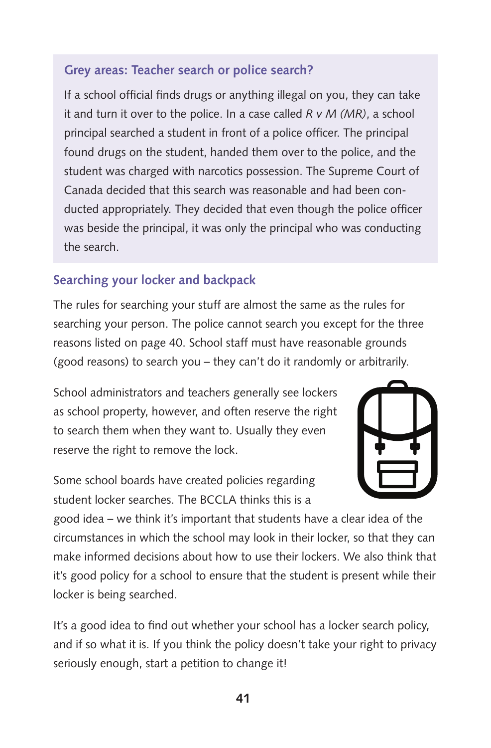### Grey areas: Teacher search or police search?

If a school official finds drugs or anything illegal on you, they can take it and turn it over to the police. In a case called *R v M (MR)*, a school principal searched a student in front of a police officer. The principal found drugs on the student, handed them over to the police, and the student was charged with narcotics possession. The Supreme Court of Canada decided that this search was reasonable and had been conducted appropriately. They decided that even though the police officer was beside the principal, it was only the principal who was conducting the search.

### Searching your locker and backpack

The rules for searching your stuff are almost the same as the rules for searching your person. The police cannot search you except for the three reasons listed on page 40. School staff must have reasonable grounds (good reasons) to search you – they can't do it randomly or arbitrarily.

School administrators and teachers generally see lockers as school property, however, and often reserve the right to search them when they want to. Usually they even reserve the right to remove the lock.

Some school boards have created policies regarding student locker searches. The BCCLA thinks this is a good idea – we think it's important that students have a clear idea of the circumstances in which the school may look in their locker, so that they can make informed decisions about how to use their lockers. We also think that it's good policy for a school to ensure that the student is present while their locker is being searched.

It's a good idea to find out whether your school has a locker search policy, and if so what it is. If you think the policy doesn't take your right to privacy seriously enough, start a petition to change it!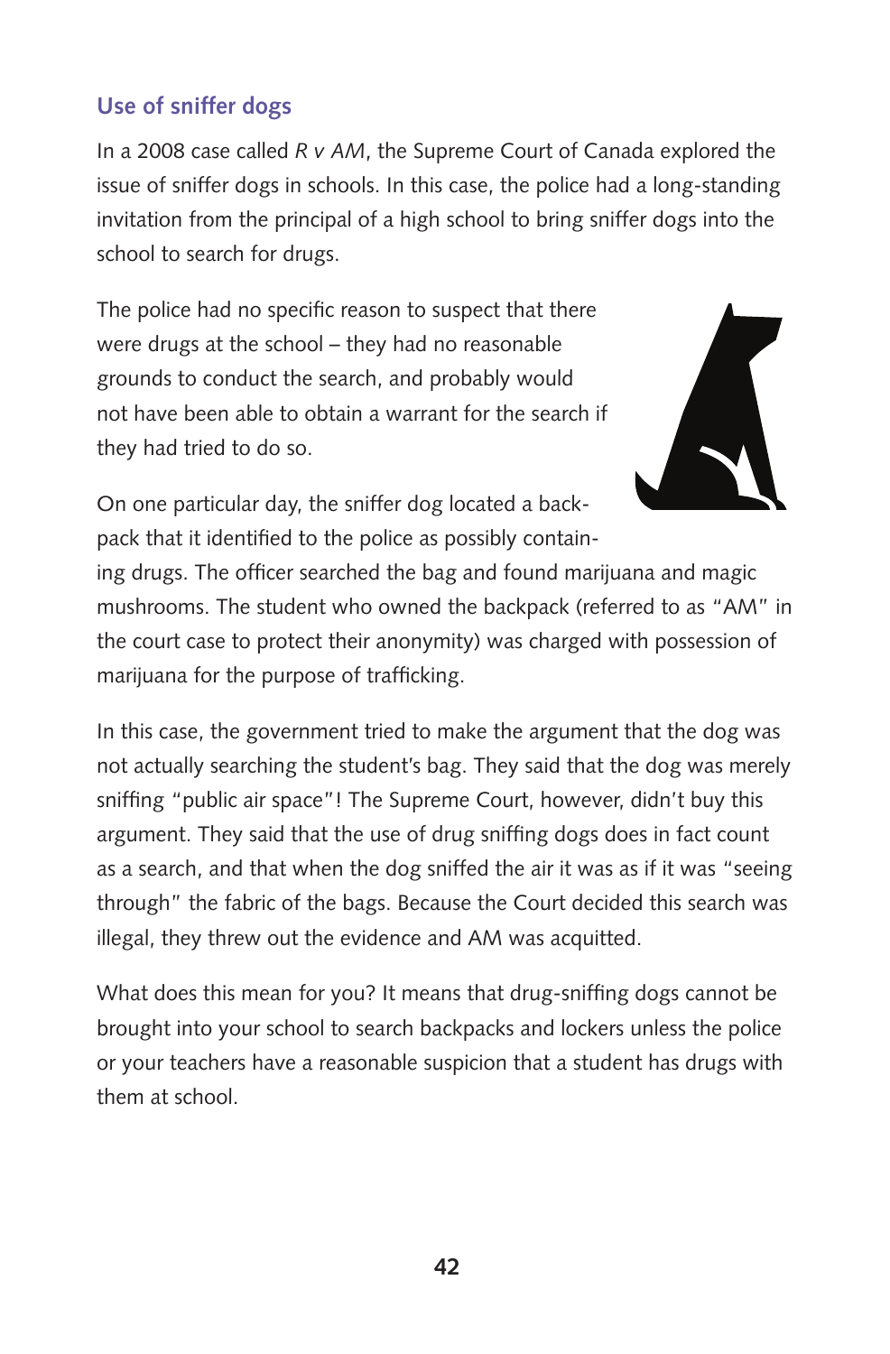## Use of sniffer dogs

In a 2008 case called *R v AM*, the Supreme Court of Canada explored the issue of sniffer dogs in schools. In this case, the police had a long-standing invitation from the principal of a high school to bring sniffer dogs into the school to search for drugs.

The police had no specific reason to suspect that there were drugs at the school – they had no reasonable grounds to conduct the search, and probably would not have been able to obtain a warrant for the search if they had tried to do so.

On one particular day, the sniffer dog located a backpack that it identified to the police as possibly containing drugs. The officer searched the bag and found marijuana and magic mushrooms. The student who owned the backpack (referred to as "AM" in the court case to protect their anonymity) was charged with possession of marijuana for the purpose of trafficking.

In this case, the government tried to make the argument that the dog was not actually searching the student's bag. They said that the dog was merely sniffing "public air space"! The Supreme Court, however, didn't buy this argument. They said that the use of drug sniffing dogs does in fact count as a search, and that when the dog sniffed the air it was as if it was "seeing through" the fabric of the bags. Because the Court decided this search was illegal, they threw out the evidence and AM was acquitted.

What does this mean for you? It means that drug-sniffing dogs cannot be brought into your school to search backpacks and lockers unless the police or your teachers have a reasonable suspicion that a student has drugs with them at school.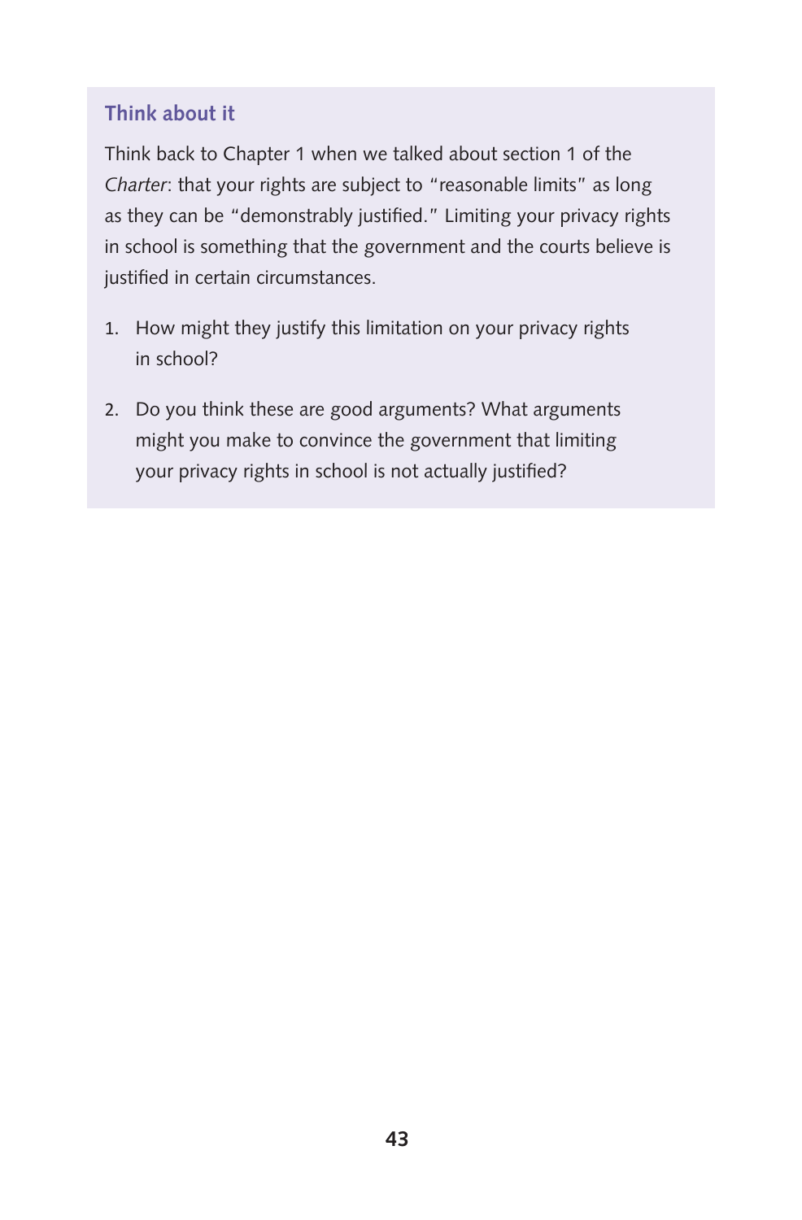### Think about it

Think back to Chapter 1 when we talked about section 1 of the *Charter*: that your rights are subject to "reasonable limits" as long as they can be "demonstrably justified." Limiting your privacy rights in school is something that the government and the courts believe is justified in certain circumstances.

1. How might they justify this limitation on your privacy rights in school?

2. Do you think these are good arguments? What arguments might you make to convince the government that limiting your privacy rights in school is not actually justified?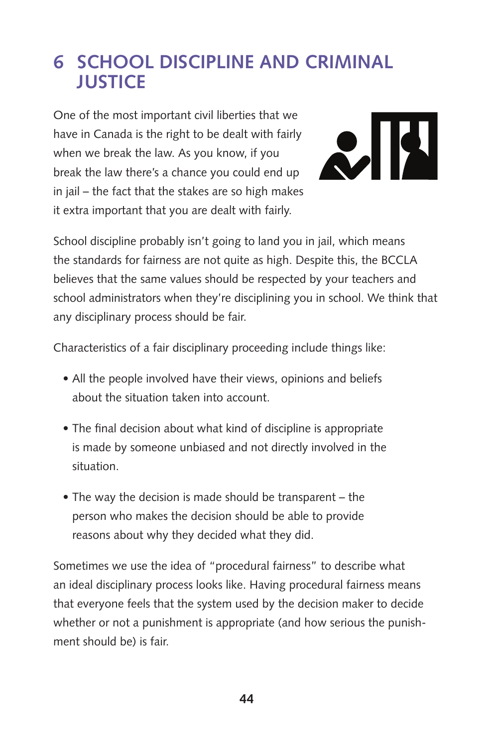# 6 SCHOOL DISCIPLINE AND CRIMINAL JUSTICE

One of the most important civil liberties that we have in Canada is the right to be dealt with fairly when we break the law. As you know, if you break the law there's a chance you could end up in jail – the fact that the stakes are so high makes it extra important that you are dealt with fairly.

School discipline probably isn't going to land you in jail, which means the standards for fairness are not quite as high. Despite this, the BCCLA believes that the same values should be respected by your teachers and school administrators when they're disciplining you in school. We think that any disciplinary process should be fair.

Characteristics of a fair disciplinary proceeding include things like:

- All the people involved have their views, opinions and beliefs about the situation taken into account.
- The final decision about what kind of discipline is appropriate is made by someone unbiased and not directly involved in the situation.
- The way the decision is made should be transparent – the person who makes the decision should be able to provide reasons about why they decided what they did.

Sometimes we use the idea of "procedural fairness" to describe what an ideal disciplinary process looks like. Having procedural fairness means that everyone feels that the system used by the decision maker to decide whether or not a punishment is appropriate (and how serious the punishment should be) is fair.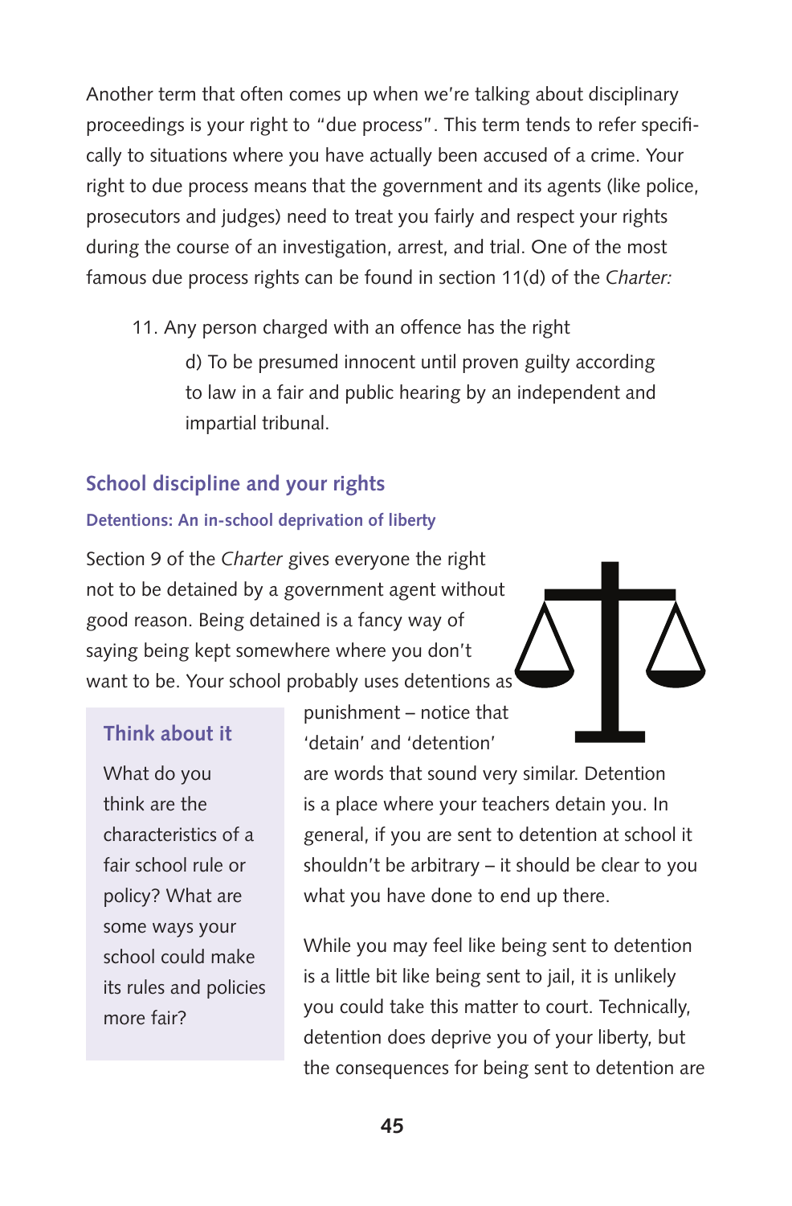Another term that often comes up when we're talking about disciplinary proceedings is your right to "due process". This term tends to refer specifically to situations where you have actually been accused of a crime. Your right to due process means that the government and its agents (like police, prosecutors and judges) need to treat you fairly and respect your rights during the course of an investigation, arrest, and trial. One of the most famous due process rights can be found in section 11(d) of the *Charter:*

> 11. Any person charged with an offence has the right
>
> d) To be presumed innocent until proven guilty according to law in a fair and public hearing by an independent and impartial tribunal.

## School discipline and your rights

### Detentions: An in-school deprivation of liberty

Section 9 of the *Charter* gives everyone the right not to be detained by a government agent without good reason. Being detained is a fancy way of saying being kept somewhere where you don't want to be. Your school probably uses detentions as punishment – notice that 'detain' and 'detention' are words that sound very similar. Detention is a place where your teachers detain you. In general, if you are sent to detention at school it shouldn't be arbitrary – it should be clear to you what you have done to end up there.

> **Think about it**
>
> What do you think are the characteristics of a fair school rule or policy? What are some ways your school could make its rules and policies more fair?

While you may feel like being sent to detention is a little bit like being sent to jail, it is unlikely you could take this matter to court. Technically, detention does deprive you of your liberty, but the consequences for being sent to detention are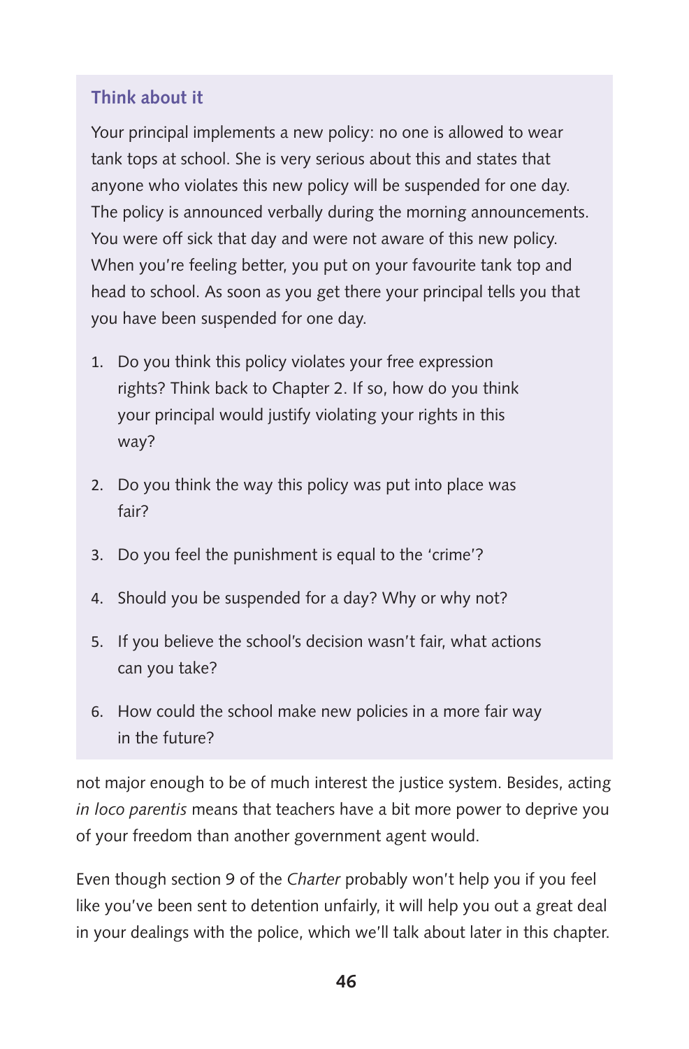### Think about it

Your principal implements a new policy: no one is allowed to wear tank tops at school. She is very serious about this and states that anyone who violates this new policy will be suspended for one day. The policy is announced verbally during the morning announcements. You were off sick that day and were not aware of this new policy. When you're feeling better, you put on your favourite tank top and head to school. As soon as you get there your principal tells you that you have been suspended for one day.

1. Do you think this policy violates your free expression rights? Think back to Chapter 2. If so, how do you think your principal would justify violating your rights in this way?
2. Do you think the way this policy was put into place was fair?
3. Do you feel the punishment is equal to the 'crime'?
4. Should you be suspended for a day? Why or why not?
5. If you believe the school's decision wasn't fair, what actions can you take?
6. How could the school make new policies in a more fair way in the future?

not major enough to be of much interest the justice system. Besides, acting *in loco parentis* means that teachers have a bit more power to deprive you of your freedom than another government agent would.

Even though section 9 of the *Charter* probably won't help you if you feel like you've been sent to detention unfairly, it will help you out a great deal in your dealings with the police, which we'll talk about later in this chapter.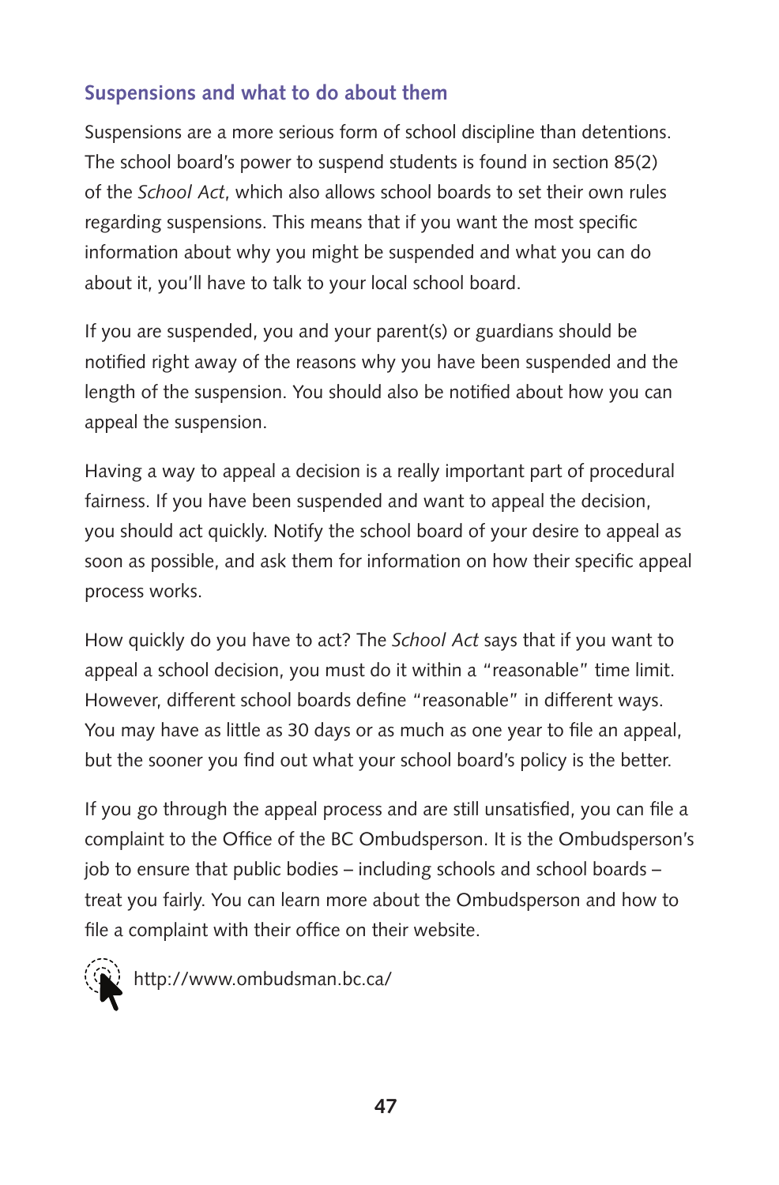### Suspensions and what to do about them

Suspensions are a more serious form of school discipline than detentions. The school board's power to suspend students is found in section 85(2) of the *School Act*, which also allows school boards to set their own rules regarding suspensions. This means that if you want the most specific information about why you might be suspended and what you can do about it, you'll have to talk to your local school board.

If you are suspended, you and your parent(s) or guardians should be notified right away of the reasons why you have been suspended and the length of the suspension. You should also be notified about how you can appeal the suspension.

Having a way to appeal a decision is a really important part of procedural fairness. If you have been suspended and want to appeal the decision, you should act quickly. Notify the school board of your desire to appeal as soon as possible, and ask them for information on how their specific appeal process works.

How quickly do you have to act? The *School Act* says that if you want to appeal a school decision, you must do it within a "reasonable" time limit. However, different school boards define "reasonable" in different ways. You may have as little as 30 days or as much as one year to file an appeal, but the sooner you find out what your school board's policy is the better.

If you go through the appeal process and are still unsatisfied, you can file a complaint to the Office of the BC Ombudsperson. It is the Ombudsperson's job to ensure that public bodies – including schools and school boards – treat you fairly. You can learn more about the Ombudsperson and how to file a complaint with their office on their website.

http://www.ombudsman.bc.ca/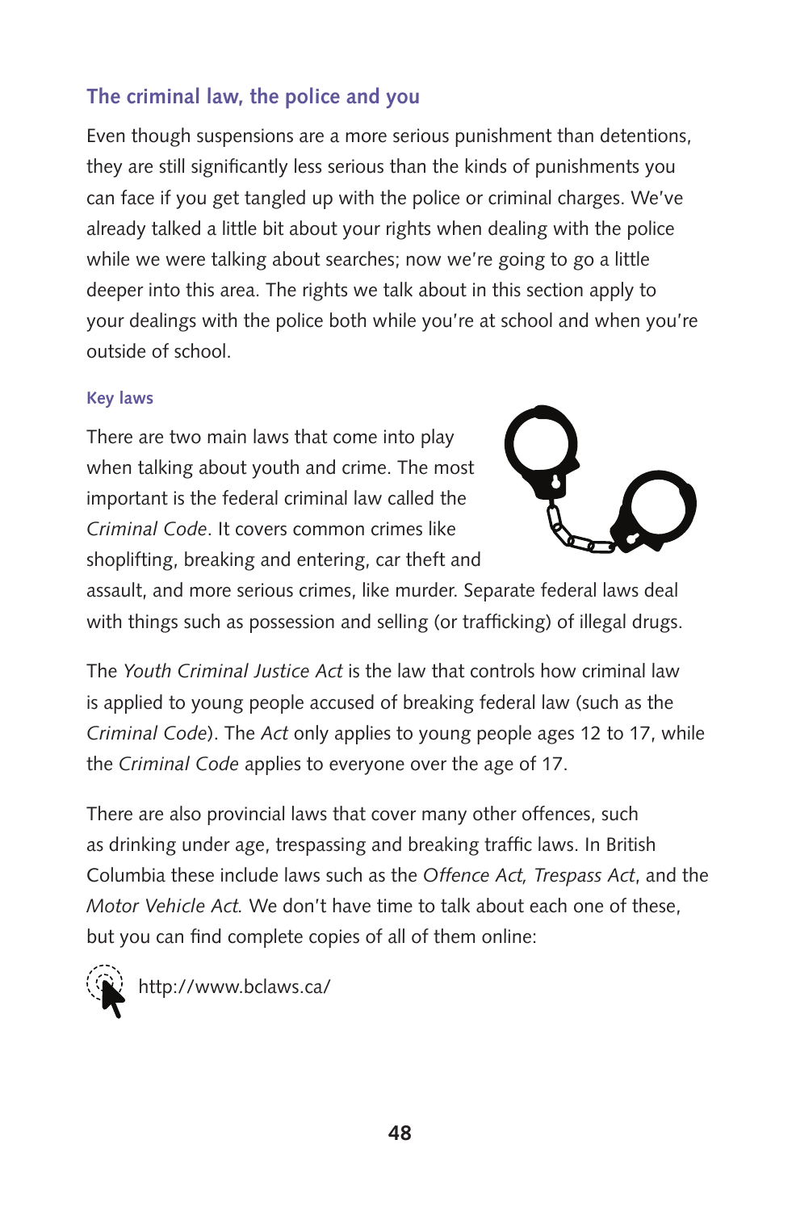## The criminal law, the police and you

Even though suspensions are a more serious punishment than detentions, they are still significantly less serious than the kinds of punishments you can face if you get tangled up with the police or criminal charges. We've already talked a little bit about your rights when dealing with the police while we were talking about searches; now we're going to go a little deeper into this area. The rights we talk about in this section apply to your dealings with the police both while you're at school and when you're outside of school.

### Key laws

There are two main laws that come into play when talking about youth and crime. The most important is the federal criminal law called the *Criminal Code*. It covers common crimes like shoplifting, breaking and entering, car theft and assault, and more serious crimes, like murder. Separate federal laws deal with things such as possession and selling (or trafficking) of illegal drugs.

The *Youth Criminal Justice Act* is the law that controls how criminal law is applied to young people accused of breaking federal law (such as the *Criminal Code*). The *Act* only applies to young people ages 12 to 17, while the *Criminal Code* applies to everyone over the age of 17.

There are also provincial laws that cover many other offences, such as drinking under age, trespassing and breaking traffic laws. In British Columbia these include laws such as the *Offence Act, Trespass Act*, and the *Motor Vehicle Act*. We don't have time to talk about each one of these, but you can find complete copies of all of them online:

http://www.bclaws.ca/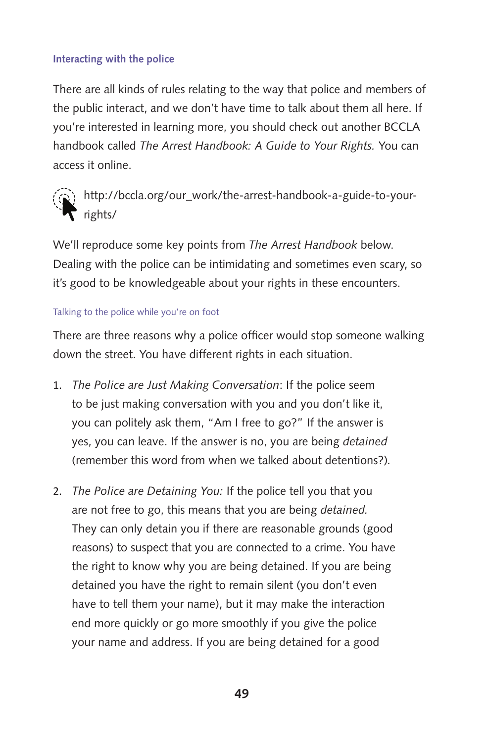### Interacting with the police

There are all kinds of rules relating to the way that police and members of the public interact, and we don't have time to talk about them all here. If you're interested in learning more, you should check out another BCCLA handbook called *The Arrest Handbook: A Guide to Your Rights.* You can access it online.

http://bccla.org/our_work/the-arrest-handbook-a-guide-to-your-rights/

We'll reproduce some key points from *The Arrest Handbook* below. Dealing with the police can be intimidating and sometimes even scary, so it's good to be knowledgeable about your rights in these encounters.

#### Talking to the police while you're on foot

There are three reasons why a police officer would stop someone walking down the street. You have different rights in each situation.

1. *The Police are Just Making Conversation*: If the police seem to be just making conversation with you and you don't like it, you can politely ask them, "Am I free to go?" If the answer is yes, you can leave. If the answer is no, you are being *detained* (remember this word from when we talked about detentions?).

2. *The Police are Detaining You:* If the police tell you that you are not free to go, this means that you are being *detained*. They can only detain you if there are reasonable grounds (good reasons) to suspect that you are connected to a crime. You have the right to know why you are being detained. If you are being detained you have the right to remain silent (you don't even have to tell them your name), but it may make the interaction end more quickly or go more smoothly if you give the police your name and address. If you are being detained for a good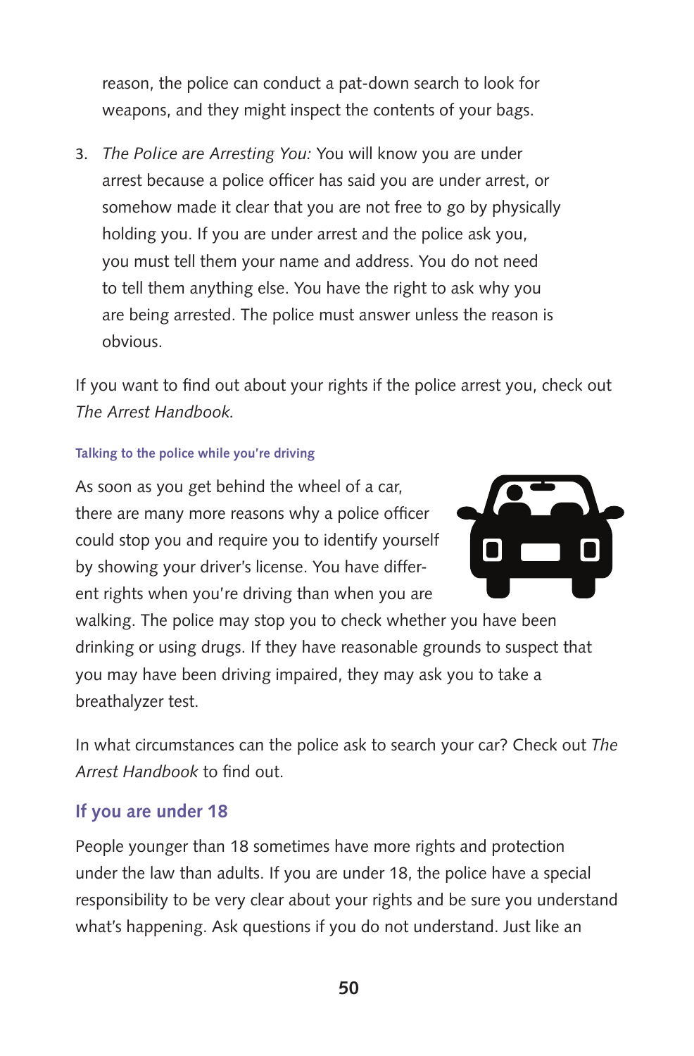reason, the police can conduct a pat-down search to look for weapons, and they might inspect the contents of your bags.

3. *The Police are Arresting You:* You will know you are under arrest because a police officer has said you are under arrest, or somehow made it clear that you are not free to go by physically holding you. If you are under arrest and the police ask you, you must tell them your name and address. You do not need to tell them anything else. You have the right to ask why you are being arrested. The police must answer unless the reason is obvious.

If you want to find out about your rights if the police arrest you, check out *The Arrest Handbook.*

#### Talking to the police while you're driving

As soon as you get behind the wheel of a car, there are many more reasons why a police officer could stop you and require you to identify yourself by showing your driver's license. You have different rights when you're driving than when you are walking. The police may stop you to check whether you have been drinking or using drugs. If they have reasonable grounds to suspect that you may have been driving impaired, they may ask you to take a breathalyzer test.

In what circumstances can the police ask to search your car? Check out *The Arrest Handbook* to find out.

### If you are under 18

People younger than 18 sometimes have more rights and protection under the law than adults. If you are under 18, the police have a special responsibility to be very clear about your rights and be sure you understand what's happening. Ask questions if you do not understand. Just like an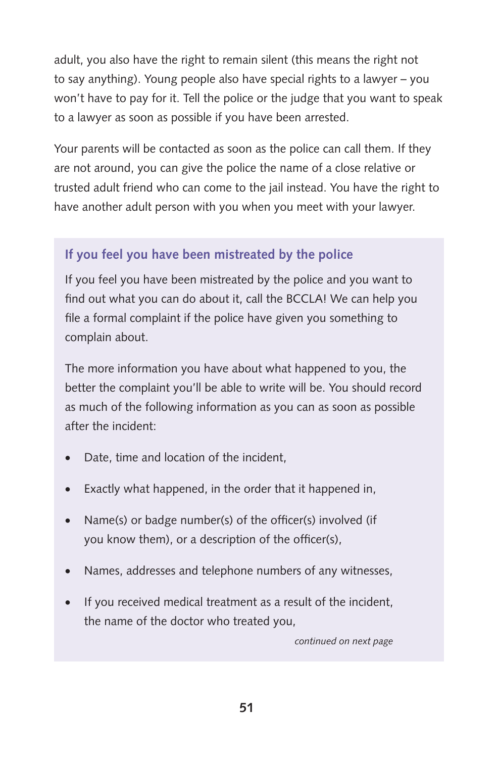adult, you also have the right to remain silent (this means the right not to say anything). Young people also have special rights to a lawyer – you won't have to pay for it. Tell the police or the judge that you want to speak to a lawyer as soon as possible if you have been arrested.

Your parents will be contacted as soon as the police can call them. If they are not around, you can give the police the name of a close relative or trusted adult friend who can come to the jail instead. You have the right to have another adult person with you when you meet with your lawyer.

### If you feel you have been mistreated by the police

If you feel you have been mistreated by the police and you want to find out what you can do about it, call the BCCLA! We can help you file a formal complaint if the police have given you something to complain about.

The more information you have about what happened to you, the better the complaint you'll be able to write will be. You should record as much of the following information as you can as soon as possible after the incident:

- Date, time and location of the incident,
- Exactly what happened, in the order that it happened in,
- Name(s) or badge number(s) of the officer(s) involved (if you know them), or a description of the officer(s),
- Names, addresses and telephone numbers of any witnesses,
- If you received medical treatment as a result of the incident, the name of the doctor who treated you,

*continued on next page*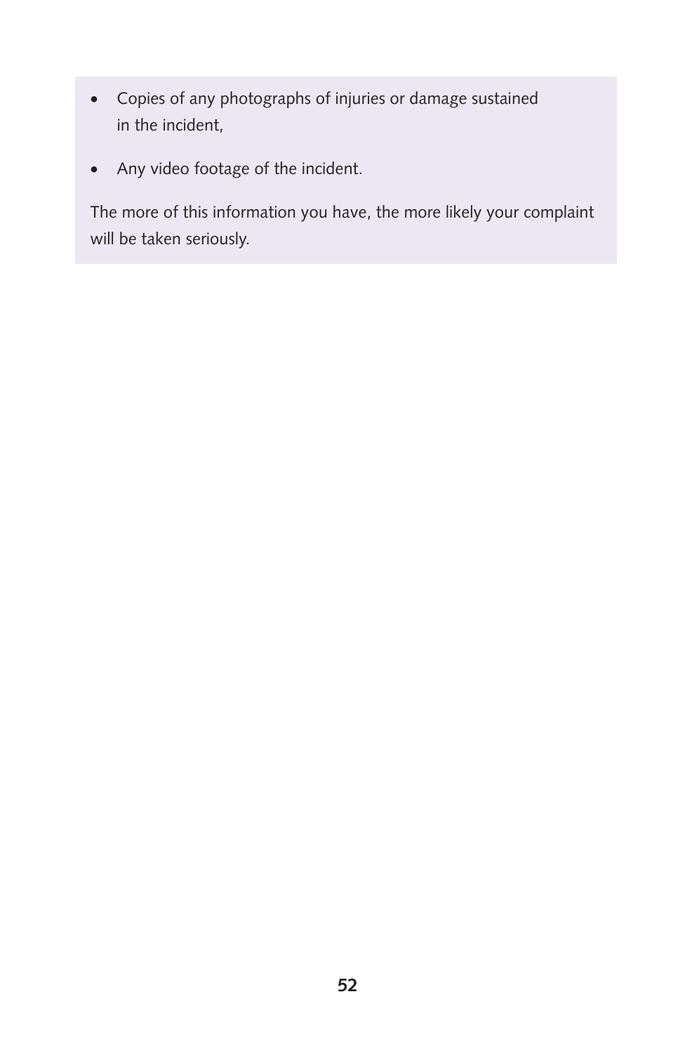- Copies of any photographs of injuries or damage sustained in the incident,
- Any video footage of the incident.

The more of this information you have, the more likely your complaint will be taken seriously.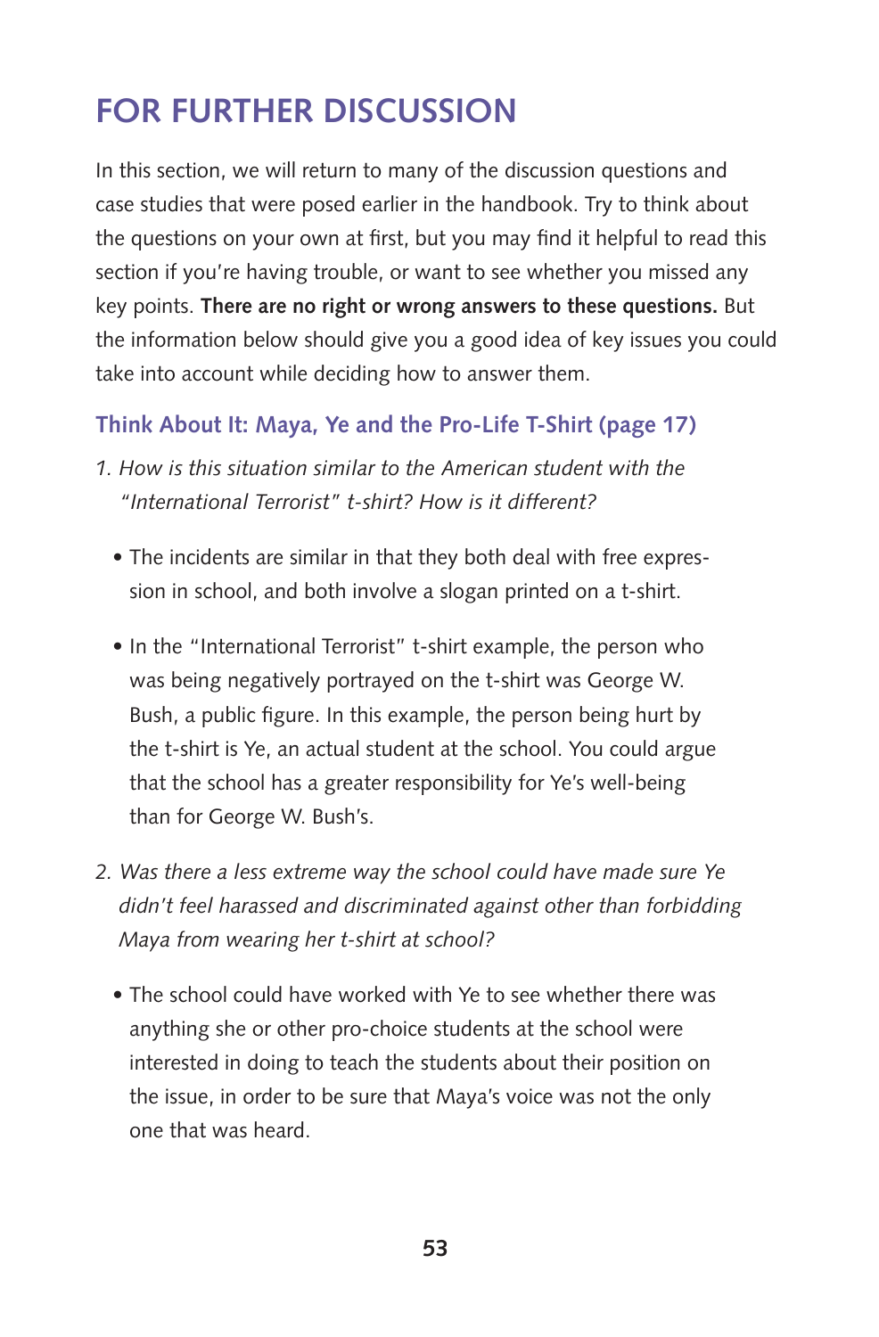# FOR FURTHER DISCUSSION

In this section, we will return to many of the discussion questions and case studies that were posed earlier in the handbook. Try to think about the questions on your own at first, but you may find it helpful to read this section if you're having trouble, or want to see whether you missed any key points. **There are no right or wrong answers to these questions.** But the information below should give you a good idea of key issues you could take into account while deciding how to answer them.

### Think About It: Maya, Ye and the Pro-Life T-Shirt (page 17)

1. *How is this situation similar to the American student with the "International Terrorist" t-shirt? How is it different?*

   - The incidents are similar in that they both deal with free expression in school, and both involve a slogan printed on a t-shirt.
   - In the "International Terrorist" t-shirt example, the person who was being negatively portrayed on the t-shirt was George W. Bush, a public figure. In this example, the person being hurt by the t-shirt is Ye, an actual student at the school. You could argue that the school has a greater responsibility for Ye's well-being than for George W. Bush's.

2. *Was there a less extreme way the school could have made sure Ye didn't feel harassed and discriminated against other than forbidding Maya from wearing her t-shirt at school?*

   - The school could have worked with Ye to see whether there was anything she or other pro-choice students at the school were interested in doing to teach the students about their position on the issue, in order to be sure that Maya's voice was not the only one that was heard.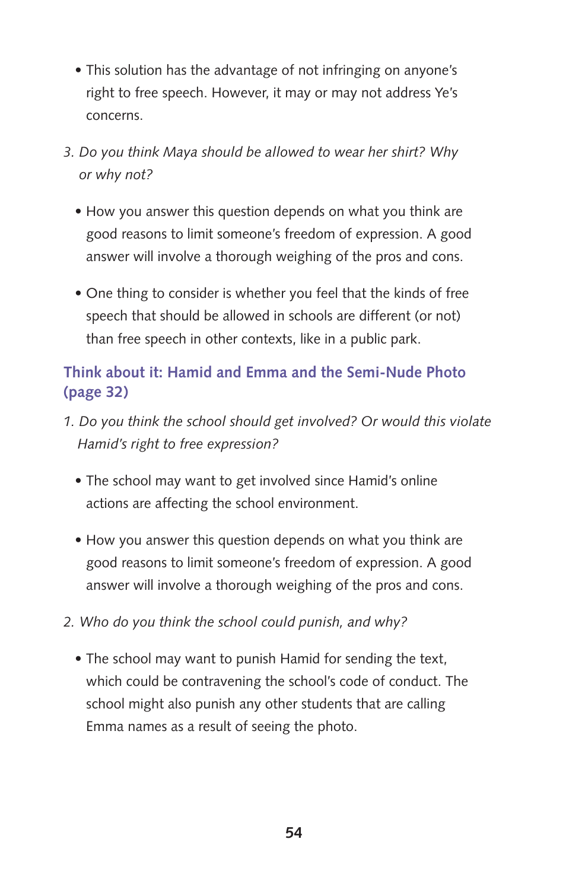- This solution has the advantage of not infringing on anyone's right to free speech. However, it may or may not address Ye's concerns.

*3. Do you think Maya should be allowed to wear her shirt? Why or why not?*

- How you answer this question depends on what you think are good reasons to limit someone's freedom of expression. A good answer will involve a thorough weighing of the pros and cons.
- One thing to consider is whether you feel that the kinds of free speech that should be allowed in schools are different (or not) than free speech in other contexts, like in a public park.

### Think about it: Hamid and Emma and the Semi-Nude Photo (page 32)

*1. Do you think the school should get involved? Or would this violate Hamid's right to free expression?*

- The school may want to get involved since Hamid's online actions are affecting the school environment.
- How you answer this question depends on what you think are good reasons to limit someone's freedom of expression. A good answer will involve a thorough weighing of the pros and cons.

*2. Who do you think the school could punish, and why?*

- The school may want to punish Hamid for sending the text, which could be contravening the school's code of conduct. The school might also punish any other students that are calling Emma names as a result of seeing the photo.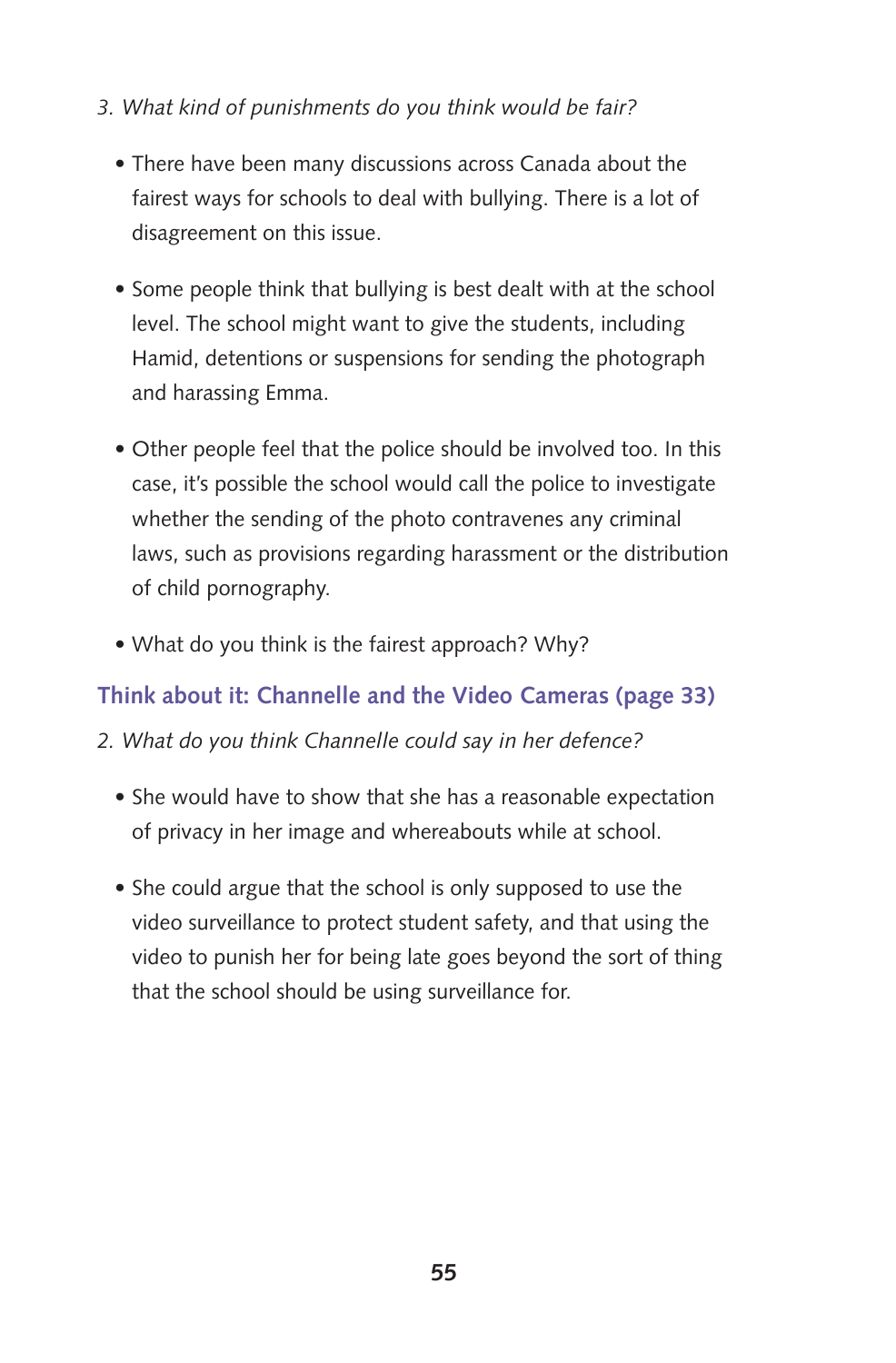*3. What kind of punishments do you think would be fair?*

- There have been many discussions across Canada about the fairest ways for schools to deal with bullying. There is a lot of disagreement on this issue.

- Some people think that bullying is best dealt with at the school level. The school might want to give the students, including Hamid, detentions or suspensions for sending the photograph and harassing Emma.

- Other people feel that the police should be involved too. In this case, it's possible the school would call the police to investigate whether the sending of the photo contravenes any criminal laws, such as provisions regarding harassment or the distribution of child pornography.

- What do you think is the fairest approach? Why?

### Think about it: Channelle and the Video Cameras (page 33)

*2. What do you think Channelle could say in her defence?*

- She would have to show that she has a reasonable expectation of privacy in her image and whereabouts while at school.

- She could argue that the school is only supposed to use the video surveillance to protect student safety, and that using the video to punish her for being late goes beyond the sort of thing that the school should be using surveillance for.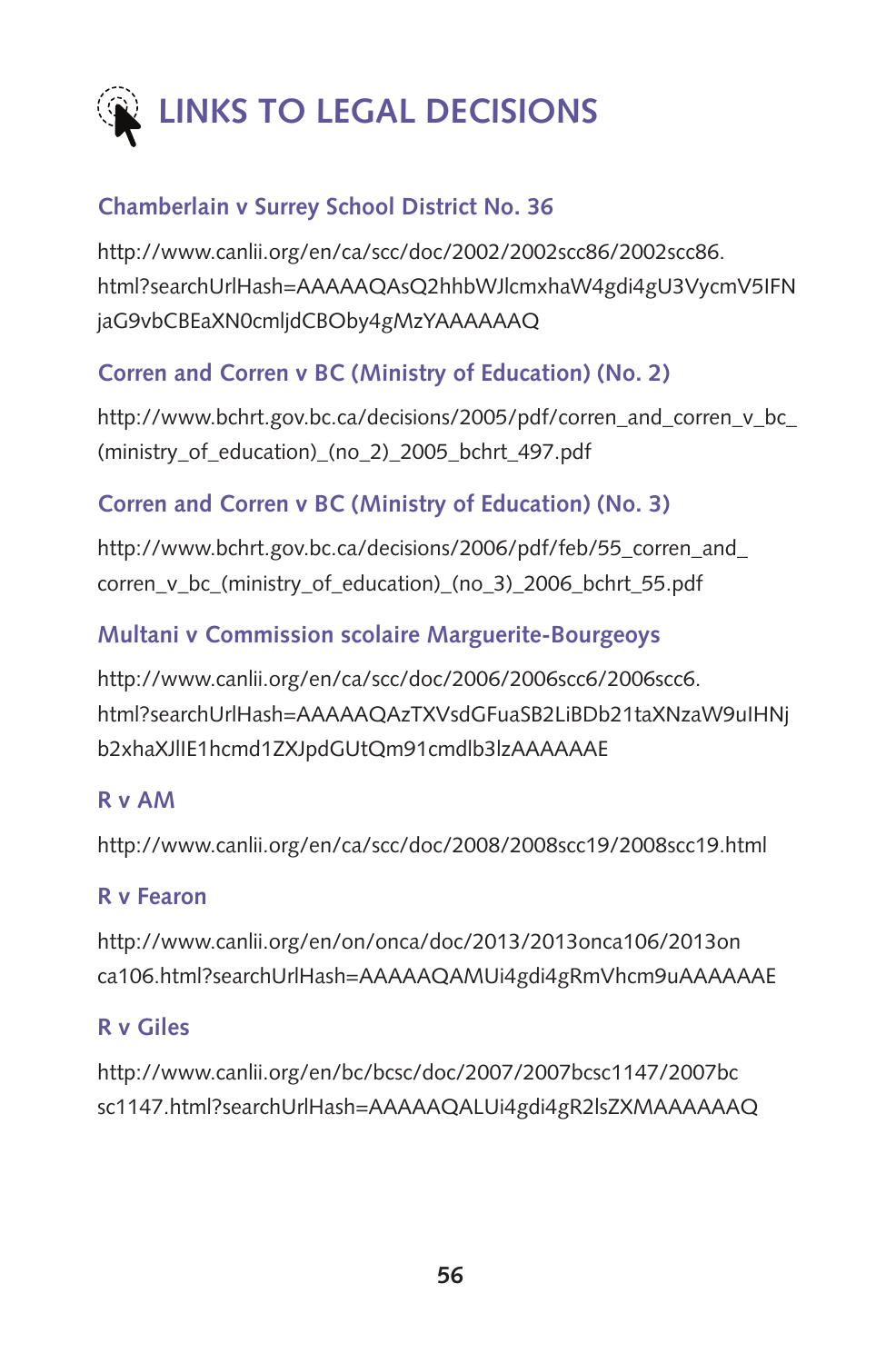# LINKS TO LEGAL DECISIONS

### Chamberlain v Surrey School District No. 36

http://www.canlii.org/en/ca/scc/doc/2002/2002scc86/2002scc86.html?searchUrlHash=AAAAAQAsQ2hhbWJlcmxhaW4gdi4gU3VycmV5IFNjaG9vbCBEaXN0cmljdCBOby4gMzYAAAAAAQ

### Corren and Corren v BC (Ministry of Education) (No. 2)

http://www.bchrt.gov.bc.ca/decisions/2005/pdf/corren_and_corren_v_bc_(ministry_of_education)_(no_2)_2005_bchrt_497.pdf

### Corren and Corren v BC (Ministry of Education) (No. 3)

http://www.bchrt.gov.bc.ca/decisions/2006/pdf/feb/55_corren_and_corren_v_bc_(ministry_of_education)_(no_3)_2006_bchrt_55.pdf

### Multani v Commission scolaire Marguerite-Bourgeoys

http://www.canlii.org/en/ca/scc/doc/2006/2006scc6/2006scc6.html?searchUrlHash=AAAAAQAzTXVsdGFuaSB2LiBDb21taXNzaW9uIHNjb2xhaXJlIE1hcmd1ZXJpdGUtQm91cmdlb3lzAAAAAAE

### R v AM

http://www.canlii.org/en/ca/scc/doc/2008/2008scc19/2008scc19.html

### R v Fearon

http://www.canlii.org/en/on/onca/doc/2013/2013onca106/2013onca106.html?searchUrlHash=AAAAAQAMUi4gdi4gRmVhcm9uAAAAAAE

### R v Giles

http://www.canlii.org/en/bc/bcsc/doc/2007/2007bcsc1147/2007bcsc1147.html?searchUrlHash=AAAAAQALUi4gdi4gR2lsZXMAAAAAAQ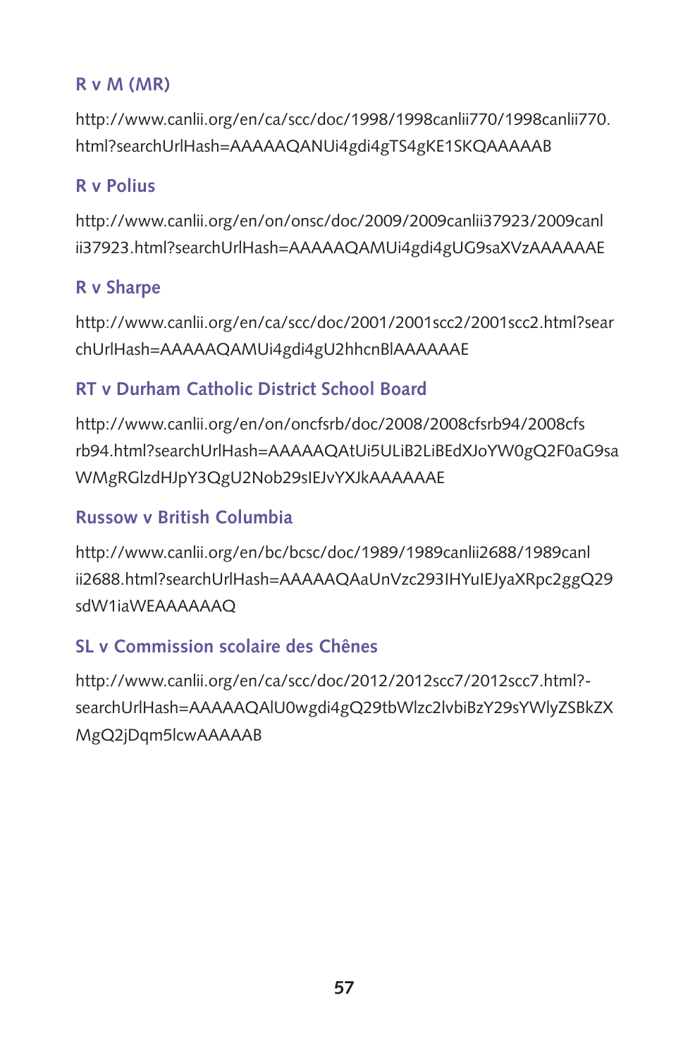### R v M (MR)

http://www.canlii.org/en/ca/scc/doc/1998/1998canlii770/1998canlii770.html?searchUrlHash=AAAAAQANUi4gdi4gTS4gKE1SKQAAAAAB

### R v Polius

http://www.canlii.org/en/on/onsc/doc/2009/2009canlii37923/2009canlii37923.html?searchUrlHash=AAAAAQAMUi4gdi4gUG9saXVzAAAAAAE

### R v Sharpe

http://www.canlii.org/en/ca/scc/doc/2001/2001scc2/2001scc2.html?searchUrlHash=AAAAAQAMUi4gdi4gU2hhcnBlAAAAAAE

### RT v Durham Catholic District School Board

http://www.canlii.org/en/on/oncfsrb/doc/2008/2008cfsrb94/2008cfsrb94.html?searchUrlHash=AAAAAQAtUi5ULiB2LiBEdXJoYW0gQ2F0aG9saWMgRGlzdHJpY3QgU2Nob29sIEJvYXJkAAAAAAE

### Russow v British Columbia

http://www.canlii.org/en/bc/bcsc/doc/1989/1989canlii2688/1989canlii2688.html?searchUrlHash=AAAAAQAaUnVzc293IHYuIEJyaXRpc2ggQ29sdW1iaWEAAAAAAQ

### SL v Commission scolaire des Chênes

http://www.canlii.org/en/ca/scc/doc/2012/2012scc7/2012scc7.html?-searchUrlHash=AAAAAQAlU0wgdi4gQ29tbWlzc2lvbiBzY29sYWlyZSBkZXMgQ2jDqm5lcwAAAAAB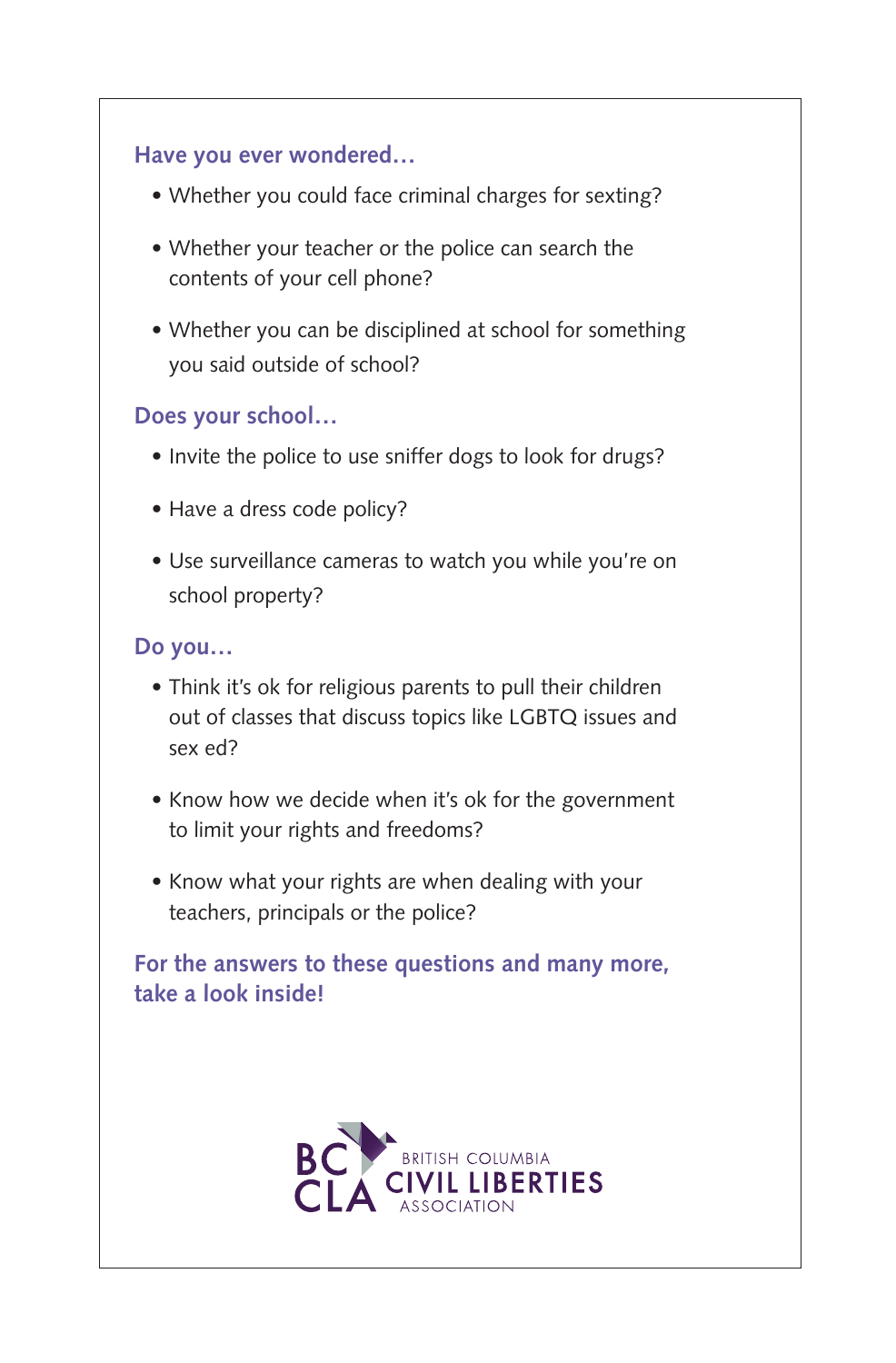### Have you ever wondered…

- Whether you could face criminal charges for sexting?
- Whether your teacher or the police can search the contents of your cell phone?
- Whether you can be disciplined at school for something you said outside of school?

### Does your school…

- Invite the police to use sniffer dogs to look for drugs?
- Have a dress code policy?
- Use surveillance cameras to watch you while you're on school property?

### Do you…

- Think it's ok for religious parents to pull their children out of classes that discuss topics like LGBTQ issues and sex ed?
- Know how we decide when it's ok for the government to limit your rights and freedoms?
- Know what your rights are when dealing with your teachers, principals or the police?

**For the answers to these questions and many more, take a look inside!**

BCCLA
BRITISH COLUMBIA
CIVIL LIBERTIES
ASSOCIATION